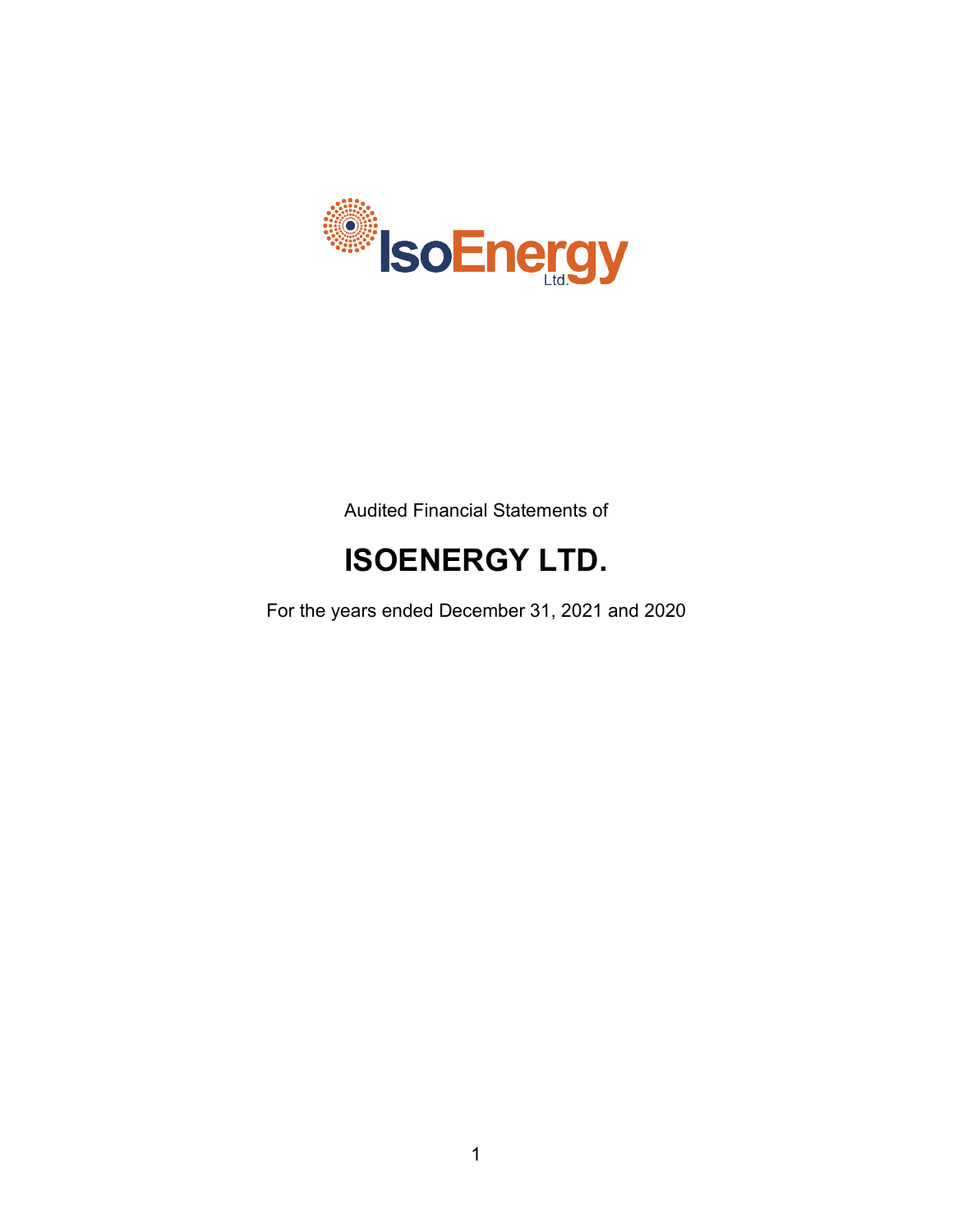Audited Financial Statements of

# ISOENERGY LTD.

For the years ended December 31, 2021 and 2020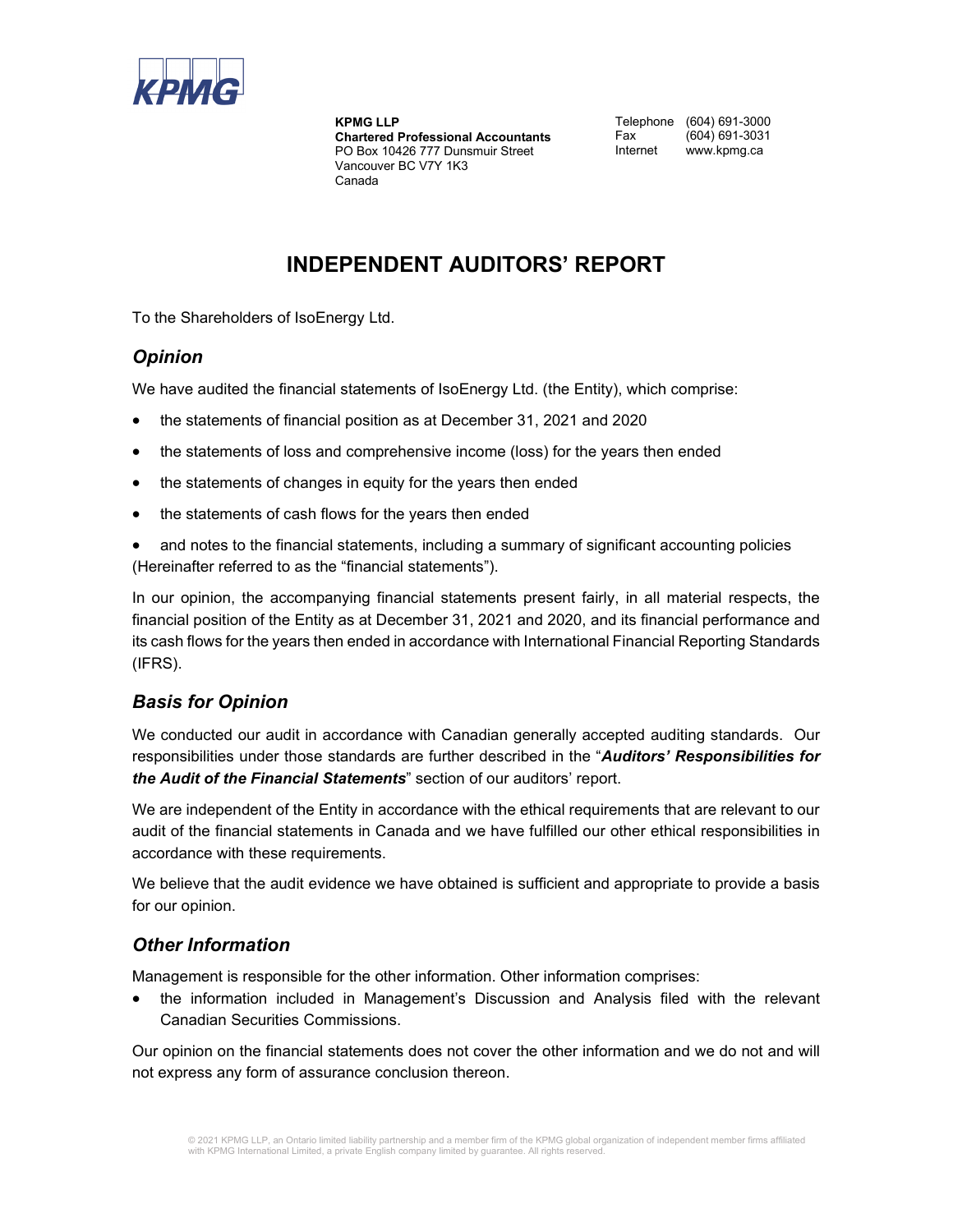KPMG LLP
**Chartered Professional Accountants**
PO Box 10426 777 Dunsmuir Street
Vancouver BC V7Y 1K3
Canada

Telephone (604) 691-3000
Fax (604) 691-3031
Internet www.kpmg.ca

# INDEPENDENT AUDITORS' REPORT

To the Shareholders of IsoEnergy Ltd.

## *Opinion*

We have audited the financial statements of IsoEnergy Ltd. (the Entity), which comprise:

- the statements of financial position as at December 31, 2021 and 2020
- the statements of loss and comprehensive income (loss) for the years then ended
- the statements of changes in equity for the years then ended
- the statements of cash flows for the years then ended
- and notes to the financial statements, including a summary of significant accounting policies

(Hereinafter referred to as the "financial statements").

In our opinion, the accompanying financial statements present fairly, in all material respects, the financial position of the Entity as at December 31, 2021 and 2020, and its financial performance and its cash flows for the years then ended in accordance with International Financial Reporting Standards (IFRS).

## *Basis for Opinion*

We conducted our audit in accordance with Canadian generally accepted auditing standards. Our responsibilities under those standards are further described in the "***Auditors' Responsibilities for the Audit of the Financial Statements***" section of our auditors' report.

We are independent of the Entity in accordance with the ethical requirements that are relevant to our audit of the financial statements in Canada and we have fulfilled our other ethical responsibilities in accordance with these requirements.

We believe that the audit evidence we have obtained is sufficient and appropriate to provide a basis for our opinion.

## *Other Information*

Management is responsible for the other information. Other information comprises:

- the information included in Management's Discussion and Analysis filed with the relevant Canadian Securities Commissions.

Our opinion on the financial statements does not cover the other information and we do not and will not express any form of assurance conclusion thereon.

© 2021 KPMG LLP, an Ontario limited liability partnership and a member firm of the KPMG global organization of independent member firms affiliated with KPMG International Limited, a private English company limited by guarantee. All rights reserved.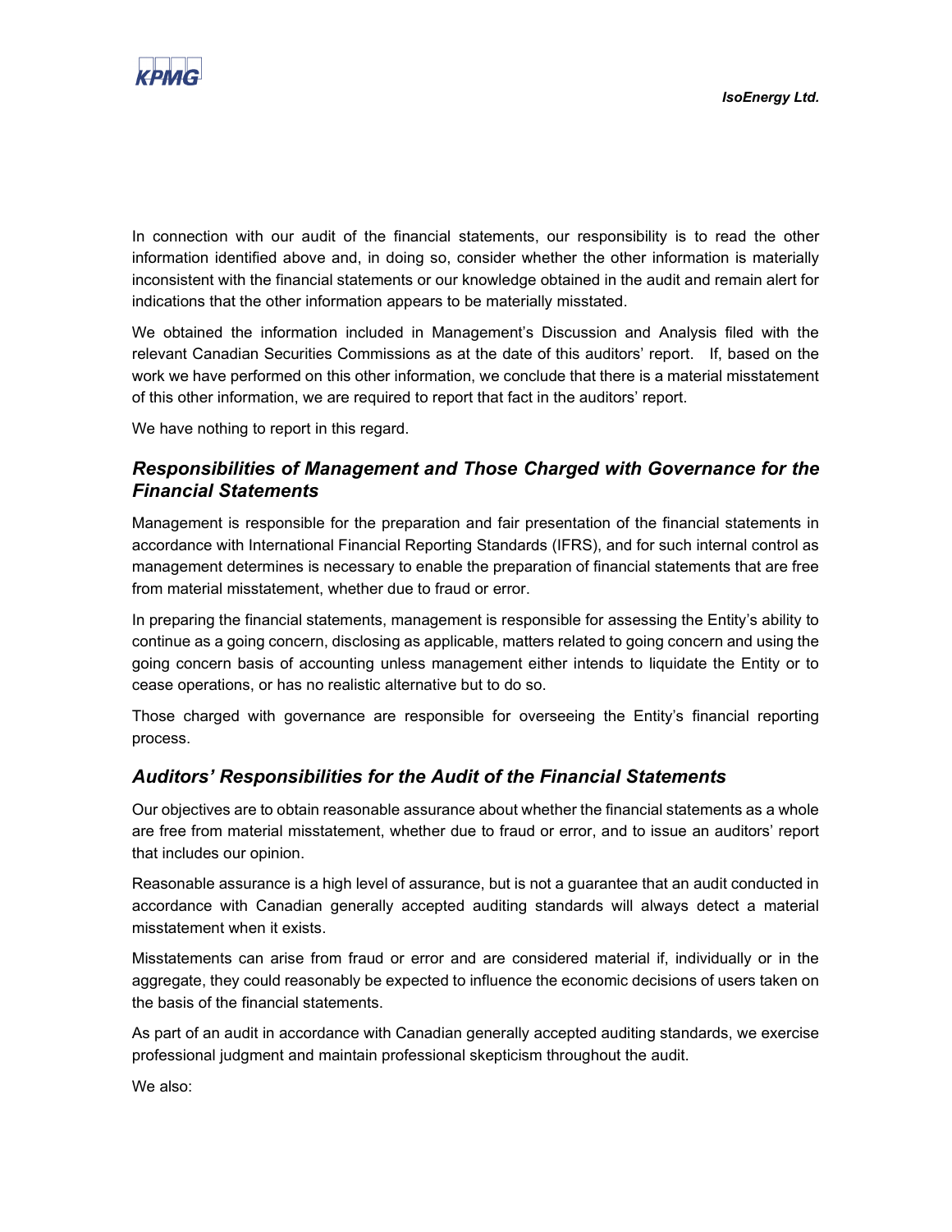In connection with our audit of the financial statements, our responsibility is to read the other information identified above and, in doing so, consider whether the other information is materially inconsistent with the financial statements or our knowledge obtained in the audit and remain alert for indications that the other information appears to be materially misstated.

We obtained the information included in Management's Discussion and Analysis filed with the relevant Canadian Securities Commissions as at the date of this auditors' report. If, based on the work we have performed on this other information, we conclude that there is a material misstatement of this other information, we are required to report that fact in the auditors' report.

We have nothing to report in this regard.

## *Responsibilities of Management and Those Charged with Governance for the Financial Statements*

Management is responsible for the preparation and fair presentation of the financial statements in accordance with International Financial Reporting Standards (IFRS), and for such internal control as management determines is necessary to enable the preparation of financial statements that are free from material misstatement, whether due to fraud or error.

In preparing the financial statements, management is responsible for assessing the Entity's ability to continue as a going concern, disclosing as applicable, matters related to going concern and using the going concern basis of accounting unless management either intends to liquidate the Entity or to cease operations, or has no realistic alternative but to do so.

Those charged with governance are responsible for overseeing the Entity's financial reporting process.

## *Auditors' Responsibilities for the Audit of the Financial Statements*

Our objectives are to obtain reasonable assurance about whether the financial statements as a whole are free from material misstatement, whether due to fraud or error, and to issue an auditors' report that includes our opinion.

Reasonable assurance is a high level of assurance, but is not a guarantee that an audit conducted in accordance with Canadian generally accepted auditing standards will always detect a material misstatement when it exists.

Misstatements can arise from fraud or error and are considered material if, individually or in the aggregate, they could reasonably be expected to influence the economic decisions of users taken on the basis of the financial statements.

As part of an audit in accordance with Canadian generally accepted auditing standards, we exercise professional judgment and maintain professional skepticism throughout the audit.

We also: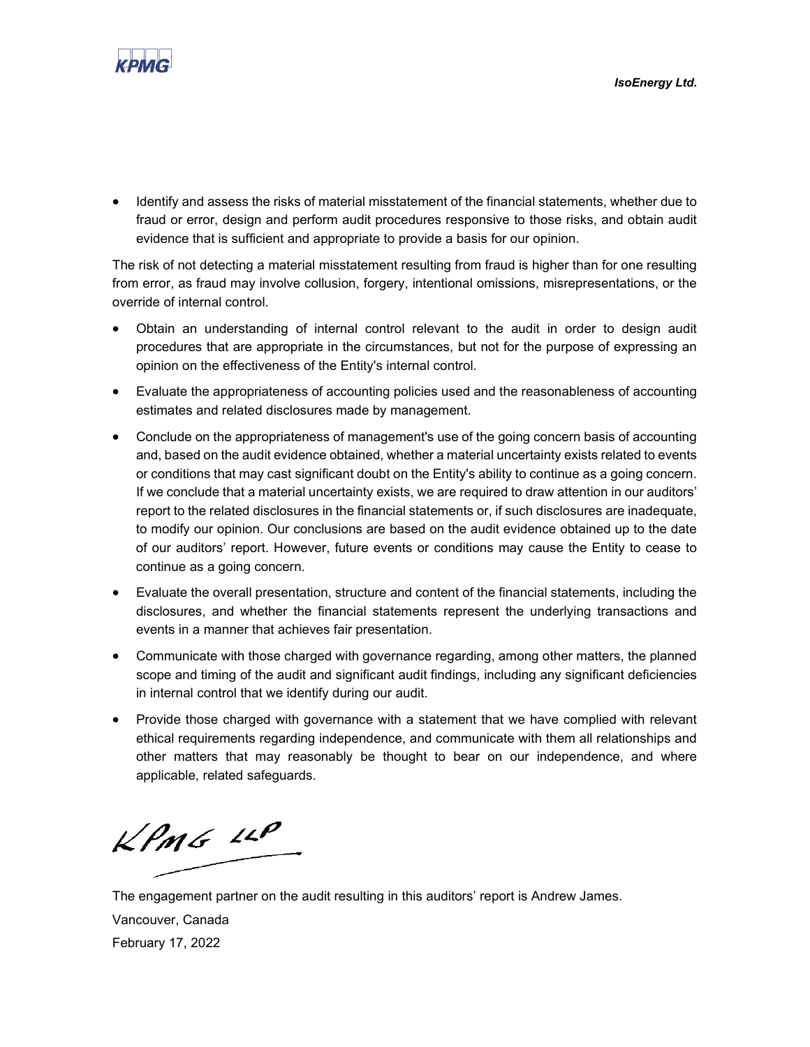- Identify and assess the risks of material misstatement of the financial statements, whether due to fraud or error, design and perform audit procedures responsive to those risks, and obtain audit evidence that is sufficient and appropriate to provide a basis for our opinion.

The risk of not detecting a material misstatement resulting from fraud is higher than for one resulting from error, as fraud may involve collusion, forgery, intentional omissions, misrepresentations, or the override of internal control.

- Obtain an understanding of internal control relevant to the audit in order to design audit procedures that are appropriate in the circumstances, but not for the purpose of expressing an opinion on the effectiveness of the Entity's internal control.
- Evaluate the appropriateness of accounting policies used and the reasonableness of accounting estimates and related disclosures made by management.
- Conclude on the appropriateness of management's use of the going concern basis of accounting and, based on the audit evidence obtained, whether a material uncertainty exists related to events or conditions that may cast significant doubt on the Entity's ability to continue as a going concern. If we conclude that a material uncertainty exists, we are required to draw attention in our auditors' report to the related disclosures in the financial statements or, if such disclosures are inadequate, to modify our opinion. Our conclusions are based on the audit evidence obtained up to the date of our auditors' report. However, future events or conditions may cause the Entity to cease to continue as a going concern.
- Evaluate the overall presentation, structure and content of the financial statements, including the disclosures, and whether the financial statements represent the underlying transactions and events in a manner that achieves fair presentation.
- Communicate with those charged with governance regarding, among other matters, the planned scope and timing of the audit and significant audit findings, including any significant deficiencies in internal control that we identify during our audit.
- Provide those charged with governance with a statement that we have complied with relevant ethical requirements regarding independence, and communicate with them all relationships and other matters that may reasonably be thought to bear on our independence, and where applicable, related safeguards.

KPMG LLP

The engagement partner on the audit resulting in this auditors' report is Andrew James.

Vancouver, Canada

February 17, 2022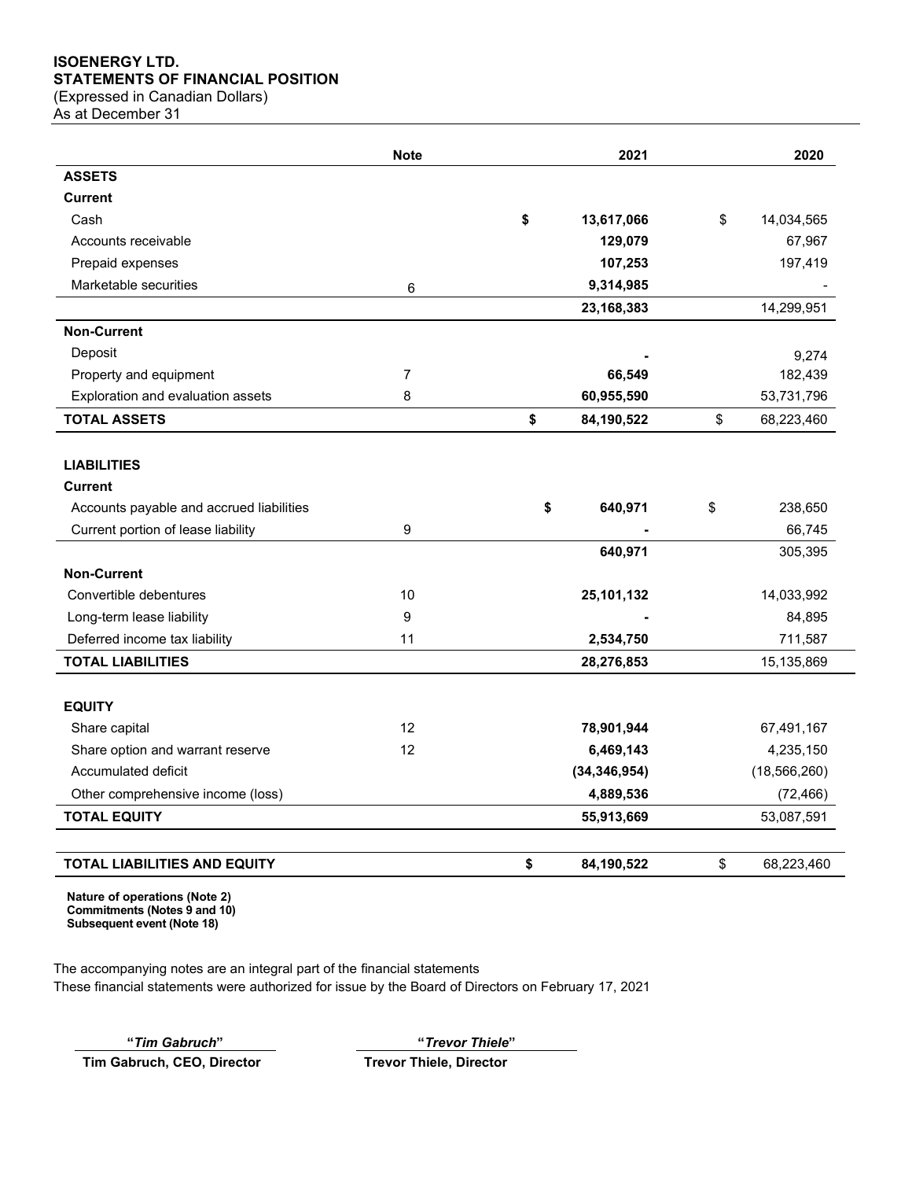**ISOENERGY LTD.**
**STATEMENTS OF FINANCIAL POSITION**
(Expressed in Canadian Dollars)
As at December 31

| | Note | 2021 | 2020 |
|---|---|---|---|
| **ASSETS** | | | |
| **Current** | | | |
| Cash | | **$ 13,617,066** | $ 14,034,565 |
| Accounts receivable | | **129,079** | 67,967 |
| Prepaid expenses | | **107,253** | 197,419 |
| Marketable securities | 6 | **9,314,985** | - |
| | | **23,168,383** | 14,299,951 |
| **Non-Current** | | | |
| Deposit | | **-** | 9,274 |
| Property and equipment | 7 | **66,549** | 182,439 |
| Exploration and evaluation assets | 8 | **60,955,590** | 53,731,796 |
| **TOTAL ASSETS** | | **$ 84,190,522** | $ 68,223,460 |
| | | | |
| **LIABILITIES** | | | |
| **Current** | | | |
| Accounts payable and accrued liabilities | | **$ 640,971** | $ 238,650 |
| Current portion of lease liability | 9 | **-** | 66,745 |
| | | **640,971** | 305,395 |
| **Non-Current** | | | |
| Convertible debentures | 10 | **25,101,132** | 14,033,992 |
| Long-term lease liability | 9 | **-** | 84,895 |
| Deferred income tax liability | 11 | **2,534,750** | 711,587 |
| **TOTAL LIABILITIES** | | **28,276,853** | 15,135,869 |
| | | | |
| **EQUITY** | | | |
| Share capital | 12 | **78,901,944** | 67,491,167 |
| Share option and warrant reserve | 12 | **6,469,143** | 4,235,150 |
| Accumulated deficit | | **(34,346,954)** | (18,566,260) |
| Other comprehensive income (loss) | | **4,889,536** | (72,466) |
| **TOTAL EQUITY** | | **55,913,669** | 53,087,591 |
| | | | |
| **TOTAL LIABILITIES AND EQUITY** | | **$ 84,190,522** | $ 68,223,460 |

**Nature of operations (Note 2)**
**Commitments (Notes 9 and 10)**
**Subsequent event (Note 18)**

The accompanying notes are an integral part of the financial statements
These financial statements were authorized for issue by the Board of Directors on February 17, 2021

**"*Tim Gabruch*"**
**Tim Gabruch, CEO, Director**

**"*Trevor Thiele*"**
**Trevor Thiele, Director**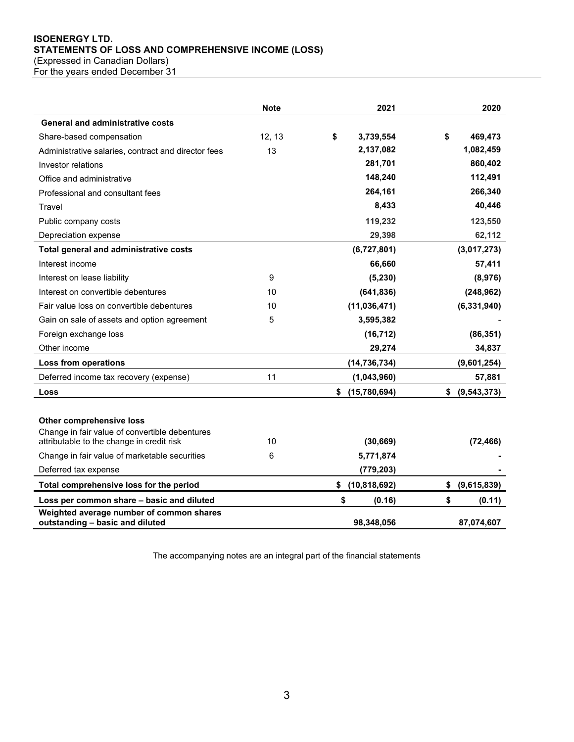**ISOENERGY LTD.**
**STATEMENTS OF LOSS AND COMPREHENSIVE INCOME (LOSS)**
(Expressed in Canadian Dollars)
For the years ended December 31

| | Note | 2021 | 2020 |
|---|---|---|---|
| **General and administrative costs** | | | |
| Share-based compensation | 12, 13 | $ 3,739,554 | $ 469,473 |
| Administrative salaries, contract and director fees | 13 | 2,137,082 | 1,082,459 |
| Investor relations | | 281,701 | 860,402 |
| Office and administrative | | 148,240 | 112,491 |
| Professional and consultant fees | | 264,161 | 266,340 |
| Travel | | 8,433 | 40,446 |
| Public company costs | | 119,232 | 123,550 |
| Depreciation expense | | 29,398 | 62,112 |
| **Total general and administrative costs** | | (6,727,801) | (3,017,273) |
| Interest income | | 66,660 | 57,411 |
| Interest on lease liability | 9 | (5,230) | (8,976) |
| Interest on convertible debentures | 10 | (641,836) | (248,962) |
| Fair value loss on convertible debentures | 10 | (11,036,471) | (6,331,940) |
| Gain on sale of assets and option agreement | 5 | 3,595,382 | - |
| Foreign exchange loss | | (16,712) | (86,351) |
| Other income | | 29,274 | 34,837 |
| **Loss from operations** | | (14,736,734) | (9,601,254) |
| Deferred income tax recovery (expense) | 11 | (1,043,960) | 57,881 |
| **Loss** | | $ (15,780,694) | $ (9,543,373) |
| | | | |
| **Other comprehensive loss** | | | |
| Change in fair value of convertible debentures attributable to the change in credit risk | 10 | (30,669) | (72,466) |
| Change in fair value of marketable securities | 6 | 5,771,874 | - |
| Deferred tax expense | | (779,203) | - |
| **Total comprehensive loss for the period** | | $ (10,818,692) | $ (9,615,839) |
| **Loss per common share – basic and diluted** | | $ (0.16) | $ (0.11) |
| **Weighted average number of common shares outstanding – basic and diluted** | | 98,348,056 | 87,074,607 |

The accompanying notes are an integral part of the financial statements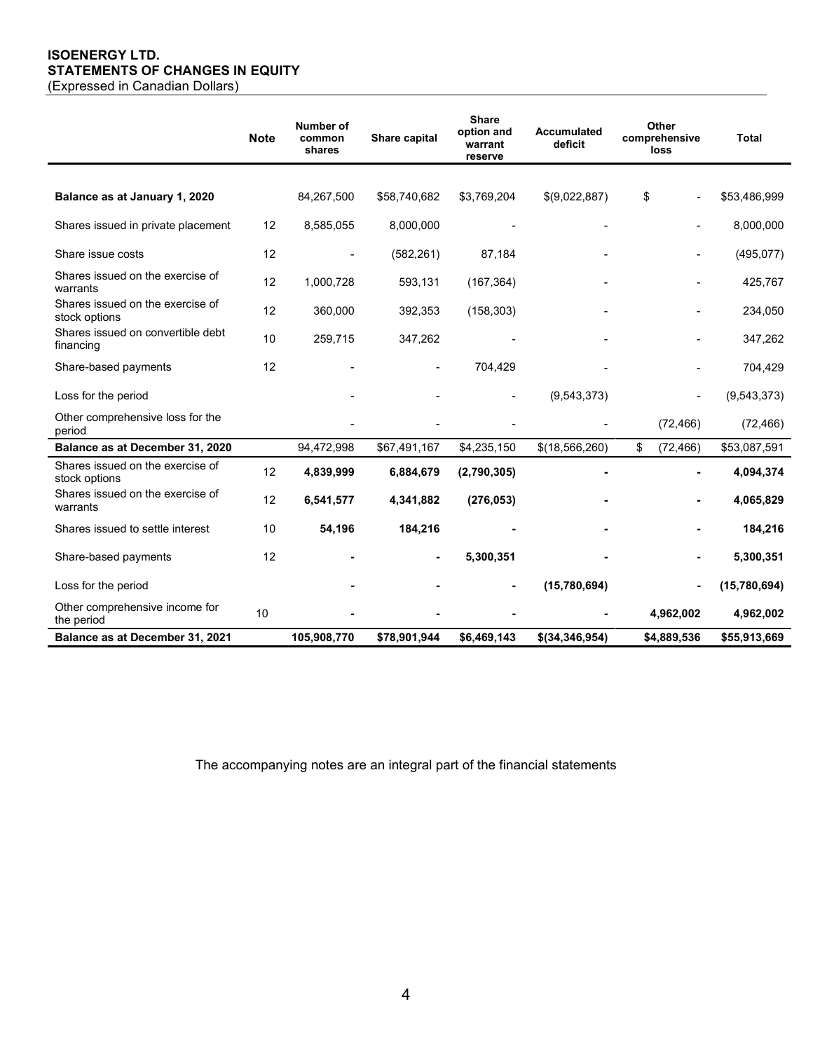**ISOENERGY LTD.**
**STATEMENTS OF CHANGES IN EQUITY**
(Expressed in Canadian Dollars)

| | Note | Number of common shares | Share capital | Share option and warrant reserve | Accumulated deficit | Other comprehensive loss | Total |
|---|---|---|---|---|---|---|---|
| **Balance as at January 1, 2020** | | 84,267,500 | $58,740,682 | $3,769,204 | $(9,022,887) | $ - | $53,486,999 |
| Shares issued in private placement | 12 | 8,585,055 | 8,000,000 | - | - | - | 8,000,000 |
| Share issue costs | 12 | - | (582,261) | 87,184 | - | - | (495,077) |
| Shares issued on the exercise of warrants | 12 | 1,000,728 | 593,131 | (167,364) | - | - | 425,767 |
| Shares issued on the exercise of stock options | 12 | 360,000 | 392,353 | (158,303) | - | - | 234,050 |
| Shares issued on convertible debt financing | 10 | 259,715 | 347,262 | - | - | - | 347,262 |
| Share-based payments | 12 | - | - | 704,429 | - | - | 704,429 |
| Loss for the period | | - | - | - | (9,543,373) | - | (9,543,373) |
| Other comprehensive loss for the period | | - | - | - | - | (72,466) | (72,466) |
| **Balance as at December 31, 2020** | | 94,472,998 | $67,491,167 | $4,235,150 | $(18,566,260) | $ (72,466) | $53,087,591 |
| Shares issued on the exercise of stock options | 12 | **4,839,999** | **6,884,679** | **(2,790,305)** | **-** | **-** | **4,094,374** |
| Shares issued on the exercise of warrants | 12 | **6,541,577** | **4,341,882** | **(276,053)** | **-** | **-** | **4,065,829** |
| Shares issued to settle interest | 10 | **54,196** | **184,216** | **-** | **-** | **-** | **184,216** |
| Share-based payments | 12 | **-** | **-** | **5,300,351** | **-** | **-** | **5,300,351** |
| Loss for the period | | **-** | **-** | **-** | **(15,780,694)** | **-** | **(15,780,694)** |
| Other comprehensive income for the period | 10 | **-** | **-** | **-** | **-** | **4,962,002** | **4,962,002** |
| **Balance as at December 31, 2021** | | **105,908,770** | **$78,901,944** | **$6,469,143** | **$(34,346,954)** | **$4,889,536** | **$55,913,669** |

The accompanying notes are an integral part of the financial statements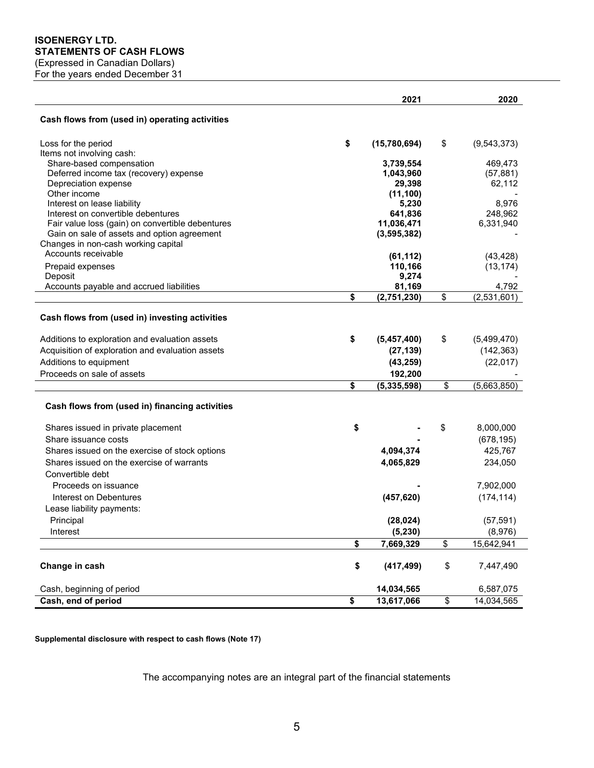**ISOENERGY LTD.**
**STATEMENTS OF CASH FLOWS**
(Expressed in Canadian Dollars)
For the years ended December 31

| | 2021 | 2020 |
|---|---|---|
| **Cash flows from (used in) operating activities** | | |
| Loss for the period | **$ (15,780,694)** | $ (9,543,373) |
| Items not involving cash: | | |
| Share-based compensation | **3,739,554** | 469,473 |
| Deferred income tax (recovery) expense | **1,043,960** | (57,881) |
| Depreciation expense | **29,398** | 62,112 |
| Other income | **(11,100)** | - |
| Interest on lease liability | **5,230** | 8,976 |
| Interest on convertible debentures | **641,836** | 248,962 |
| Fair value loss (gain) on convertible debentures | **11,036,471** | 6,331,940 |
| Gain on sale of assets and option agreement | **(3,595,382)** | - |
| Changes in non-cash working capital | | |
| Accounts receivable | **(61,112)** | (43,428) |
| Prepaid expenses | **110,166** | (13,174) |
| Deposit | **9,274** | - |
| Accounts payable and accrued liabilities | **81,169** | 4,792 |
| | **$ (2,751,230)** | $ (2,531,601) |
| **Cash flows from (used in) investing activities** | | |
| Additions to exploration and evaluation assets | **$ (5,457,400)** | $ (5,499,470) |
| Acquisition of exploration and evaluation assets | **(27,139)** | (142,363) |
| Additions to equipment | **(43,259)** | (22,017) |
| Proceeds on sale of assets | **192,200** | - |
| | **$ (5,335,598)** | $ (5,663,850) |
| **Cash flows from (used in) financing activities** | | |
| Shares issued in private placement | **$ -** | $ 8,000,000 |
| Share issuance costs | **-** | (678,195) |
| Shares issued on the exercise of stock options | **4,094,374** | 425,767 |
| Shares issued on the exercise of warrants | **4,065,829** | 234,050 |
| Convertible debt | | |
| Proceeds on issuance | **-** | 7,902,000 |
| Interest on Debentures | **(457,620)** | (174,114) |
| Lease liability payments: | | |
| Principal | **(28,024)** | (57,591) |
| Interest | **(5,230)** | (8,976) |
| | **$ 7,669,329** | $ 15,642,941 |
| **Change in cash** | **$ (417,499)** | $ 7,447,490 |
| Cash, beginning of period | **14,034,565** | 6,587,075 |
| **Cash, end of period** | **$ 13,617,066** | $ 14,034,565 |

**Supplemental disclosure with respect to cash flows (Note 17)**

The accompanying notes are an integral part of the financial statements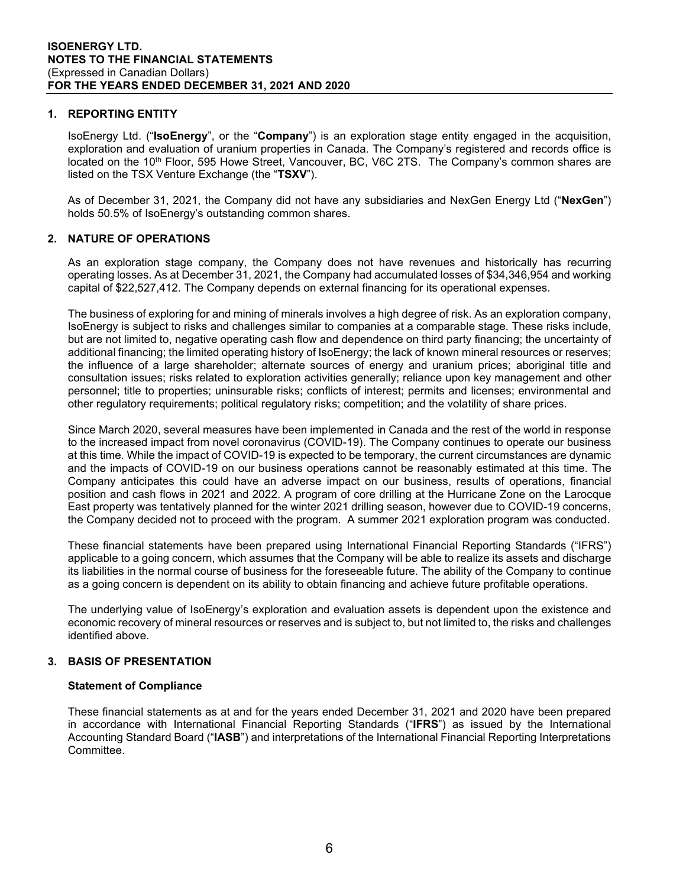## 1. REPORTING ENTITY

IsoEnergy Ltd. ("**IsoEnergy**", or the "**Company**") is an exploration stage entity engaged in the acquisition, exploration and evaluation of uranium properties in Canada. The Company's registered and records office is located on the 10th Floor, 595 Howe Street, Vancouver, BC, V6C 2TS. The Company's common shares are listed on the TSX Venture Exchange (the "**TSXV**").

As of December 31, 2021, the Company did not have any subsidiaries and NexGen Energy Ltd ("**NexGen**") holds 50.5% of IsoEnergy's outstanding common shares.

## 2. NATURE OF OPERATIONS

As an exploration stage company, the Company does not have revenues and historically has recurring operating losses. As at December 31, 2021, the Company had accumulated losses of $34,346,954 and working capital of $22,527,412. The Company depends on external financing for its operational expenses.

The business of exploring for and mining of minerals involves a high degree of risk. As an exploration company, IsoEnergy is subject to risks and challenges similar to companies at a comparable stage. These risks include, but are not limited to, negative operating cash flow and dependence on third party financing; the uncertainty of additional financing; the limited operating history of IsoEnergy; the lack of known mineral resources or reserves; the influence of a large shareholder; alternate sources of energy and uranium prices; aboriginal title and consultation issues; risks related to exploration activities generally; reliance upon key management and other personnel; title to properties; uninsurable risks; conflicts of interest; permits and licenses; environmental and other regulatory requirements; political regulatory risks; competition; and the volatility of share prices.

Since March 2020, several measures have been implemented in Canada and the rest of the world in response to the increased impact from novel coronavirus (COVID-19). The Company continues to operate our business at this time. While the impact of COVID-19 is expected to be temporary, the current circumstances are dynamic and the impacts of COVID-19 on our business operations cannot be reasonably estimated at this time. The Company anticipates this could have an adverse impact on our business, results of operations, financial position and cash flows in 2021 and 2022. A program of core drilling at the Hurricane Zone on the Larocque East property was tentatively planned for the winter 2021 drilling season, however due to COVID-19 concerns, the Company decided not to proceed with the program. A summer 2021 exploration program was conducted.

These financial statements have been prepared using International Financial Reporting Standards ("IFRS") applicable to a going concern, which assumes that the Company will be able to realize its assets and discharge its liabilities in the normal course of business for the foreseeable future. The ability of the Company to continue as a going concern is dependent on its ability to obtain financing and achieve future profitable operations.

The underlying value of IsoEnergy's exploration and evaluation assets is dependent upon the existence and economic recovery of mineral resources or reserves and is subject to, but not limited to, the risks and challenges identified above.

## 3. BASIS OF PRESENTATION

### Statement of Compliance

These financial statements as at and for the years ended December 31, 2021 and 2020 have been prepared in accordance with International Financial Reporting Standards ("**IFRS**") as issued by the International Accounting Standard Board ("**IASB**") and interpretations of the International Financial Reporting Interpretations Committee.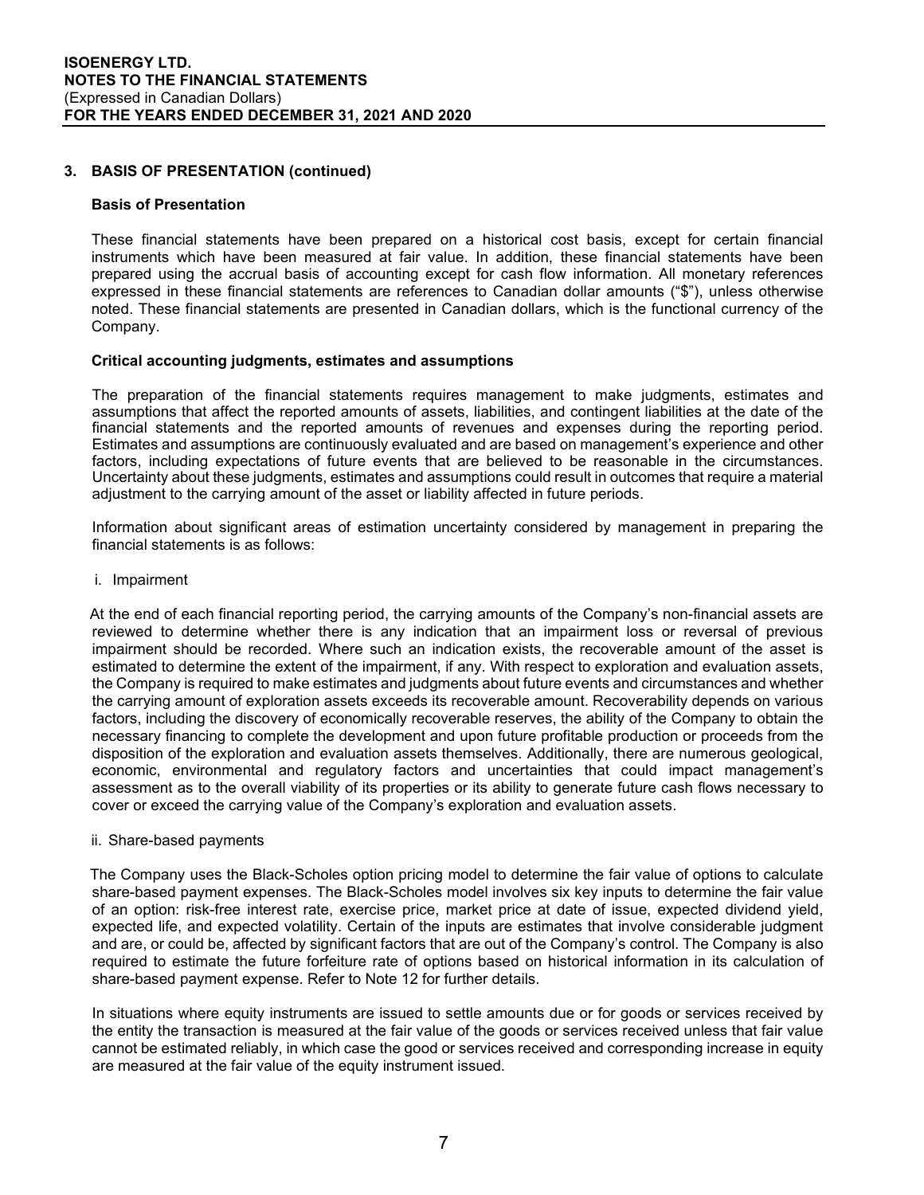## 3. BASIS OF PRESENTATION (continued)

### Basis of Presentation

These financial statements have been prepared on a historical cost basis, except for certain financial instruments which have been measured at fair value. In addition, these financial statements have been prepared using the accrual basis of accounting except for cash flow information. All monetary references expressed in these financial statements are references to Canadian dollar amounts ("$"), unless otherwise noted. These financial statements are presented in Canadian dollars, which is the functional currency of the Company.

### Critical accounting judgments, estimates and assumptions

The preparation of the financial statements requires management to make judgments, estimates and assumptions that affect the reported amounts of assets, liabilities, and contingent liabilities at the date of the financial statements and the reported amounts of revenues and expenses during the reporting period. Estimates and assumptions are continuously evaluated and are based on management's experience and other factors, including expectations of future events that are believed to be reasonable in the circumstances. Uncertainty about these judgments, estimates and assumptions could result in outcomes that require a material adjustment to the carrying amount of the asset or liability affected in future periods.

Information about significant areas of estimation uncertainty considered by management in preparing the financial statements is as follows:

i. Impairment

At the end of each financial reporting period, the carrying amounts of the Company's non-financial assets are reviewed to determine whether there is any indication that an impairment loss or reversal of previous impairment should be recorded. Where such an indication exists, the recoverable amount of the asset is estimated to determine the extent of the impairment, if any. With respect to exploration and evaluation assets, the Company is required to make estimates and judgments about future events and circumstances and whether the carrying amount of exploration assets exceeds its recoverable amount. Recoverability depends on various factors, including the discovery of economically recoverable reserves, the ability of the Company to obtain the necessary financing to complete the development and upon future profitable production or proceeds from the disposition of the exploration and evaluation assets themselves. Additionally, there are numerous geological, economic, environmental and regulatory factors and uncertainties that could impact management's assessment as to the overall viability of its properties or its ability to generate future cash flows necessary to cover or exceed the carrying value of the Company's exploration and evaluation assets.

ii. Share-based payments

The Company uses the Black-Scholes option pricing model to determine the fair value of options to calculate share-based payment expenses. The Black-Scholes model involves six key inputs to determine the fair value of an option: risk-free interest rate, exercise price, market price at date of issue, expected dividend yield, expected life, and expected volatility. Certain of the inputs are estimates that involve considerable judgment and are, or could be, affected by significant factors that are out of the Company's control. The Company is also required to estimate the future forfeiture rate of options based on historical information in its calculation of share-based payment expense. Refer to Note 12 for further details.

In situations where equity instruments are issued to settle amounts due or for goods or services received by the entity the transaction is measured at the fair value of the goods or services received unless that fair value cannot be estimated reliably, in which case the good or services received and corresponding increase in equity are measured at the fair value of the equity instrument issued.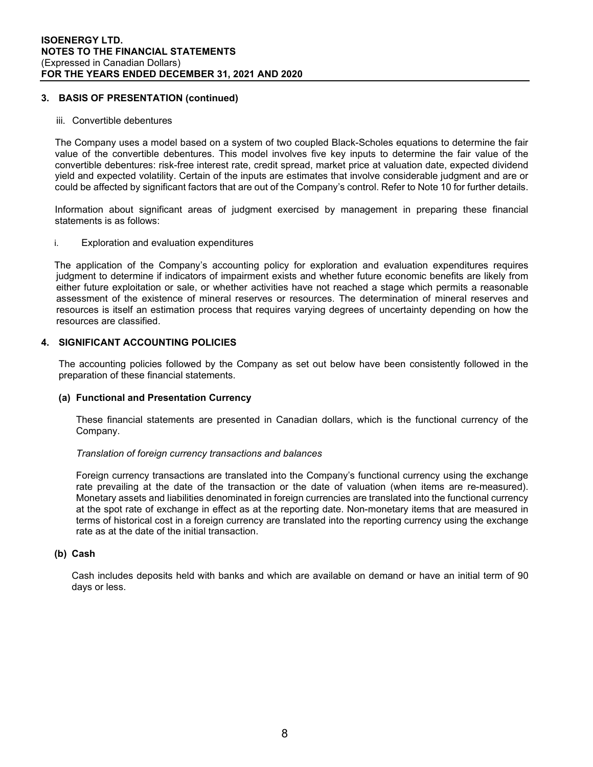## 3. BASIS OF PRESENTATION (continued)

iii. Convertible debentures

The Company uses a model based on a system of two coupled Black-Scholes equations to determine the fair value of the convertible debentures. This model involves five key inputs to determine the fair value of the convertible debentures: risk-free interest rate, credit spread, market price at valuation date, expected dividend yield and expected volatility. Certain of the inputs are estimates that involve considerable judgment and are or could be affected by significant factors that are out of the Company's control. Refer to Note 10 for further details.

Information about significant areas of judgment exercised by management in preparing these financial statements is as follows:

i. Exploration and evaluation expenditures

The application of the Company's accounting policy for exploration and evaluation expenditures requires judgment to determine if indicators of impairment exists and whether future economic benefits are likely from either future exploitation or sale, or whether activities have not reached a stage which permits a reasonable assessment of the existence of mineral reserves or resources. The determination of mineral reserves and resources is itself an estimation process that requires varying degrees of uncertainty depending on how the resources are classified.

## 4. SIGNIFICANT ACCOUNTING POLICIES

The accounting policies followed by the Company as set out below have been consistently followed in the preparation of these financial statements.

### (a) Functional and Presentation Currency

These financial statements are presented in Canadian dollars, which is the functional currency of the Company.

*Translation of foreign currency transactions and balances*

Foreign currency transactions are translated into the Company's functional currency using the exchange rate prevailing at the date of the transaction or the date of valuation (when items are re-measured). Monetary assets and liabilities denominated in foreign currencies are translated into the functional currency at the spot rate of exchange in effect as at the reporting date. Non-monetary items that are measured in terms of historical cost in a foreign currency are translated into the reporting currency using the exchange rate as at the date of the initial transaction.

### (b) Cash

Cash includes deposits held with banks and which are available on demand or have an initial term of 90 days or less.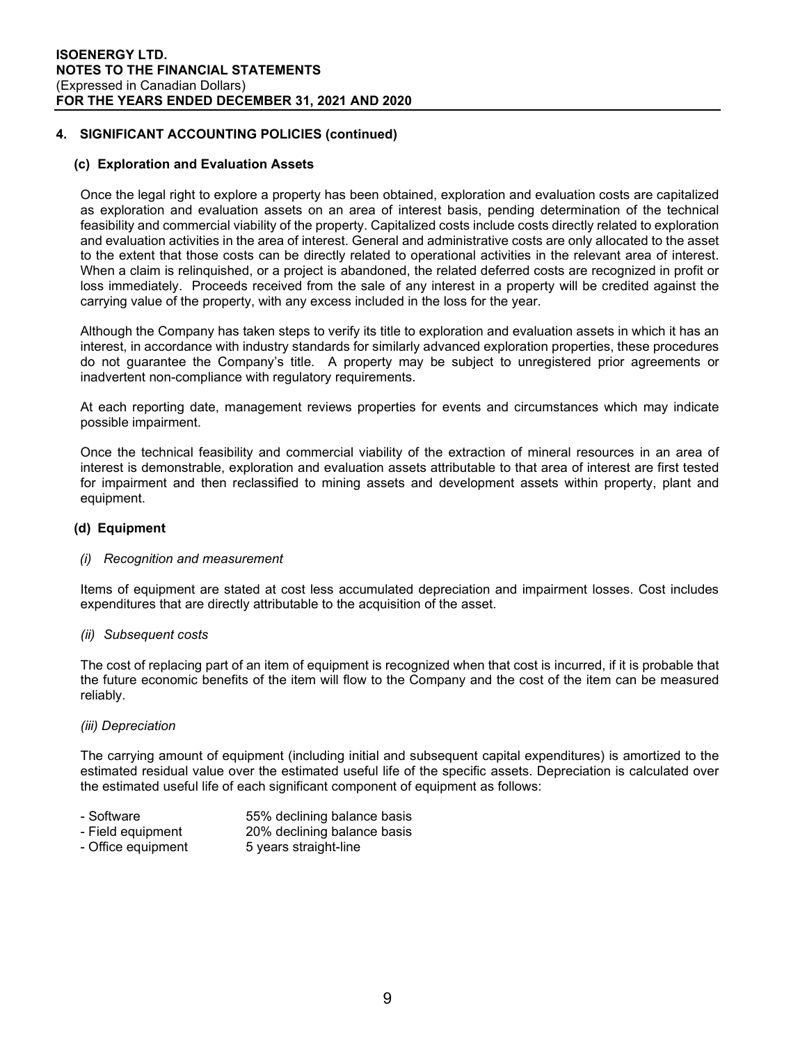## 4. SIGNIFICANT ACCOUNTING POLICIES (continued)

### (c) Exploration and Evaluation Assets

Once the legal right to explore a property has been obtained, exploration and evaluation costs are capitalized as exploration and evaluation assets on an area of interest basis, pending determination of the technical feasibility and commercial viability of the property. Capitalized costs include costs directly related to exploration and evaluation activities in the area of interest. General and administrative costs are only allocated to the asset to the extent that those costs can be directly related to operational activities in the relevant area of interest. When a claim is relinquished, or a project is abandoned, the related deferred costs are recognized in profit or loss immediately. Proceeds received from the sale of any interest in a property will be credited against the carrying value of the property, with any excess included in the loss for the year.

Although the Company has taken steps to verify its title to exploration and evaluation assets in which it has an interest, in accordance with industry standards for similarly advanced exploration properties, these procedures do not guarantee the Company's title. A property may be subject to unregistered prior agreements or inadvertent non-compliance with regulatory requirements.

At each reporting date, management reviews properties for events and circumstances which may indicate possible impairment.

Once the technical feasibility and commercial viability of the extraction of mineral resources in an area of interest is demonstrable, exploration and evaluation assets attributable to that area of interest are first tested for impairment and then reclassified to mining assets and development assets within property, plant and equipment.

### (d) Equipment

*(i) Recognition and measurement*

Items of equipment are stated at cost less accumulated depreciation and impairment losses. Cost includes expenditures that are directly attributable to the acquisition of the asset.

*(ii) Subsequent costs*

The cost of replacing part of an item of equipment is recognized when that cost is incurred, if it is probable that the future economic benefits of the item will flow to the Company and the cost of the item can be measured reliably.

*(iii) Depreciation*

The carrying amount of equipment (including initial and subsequent capital expenditures) is amortized to the estimated residual value over the estimated useful life of the specific assets. Depreciation is calculated over the estimated useful life of each significant component of equipment as follows:

- Software 55% declining balance basis
- Field equipment 20% declining balance basis
- Office equipment 5 years straight-line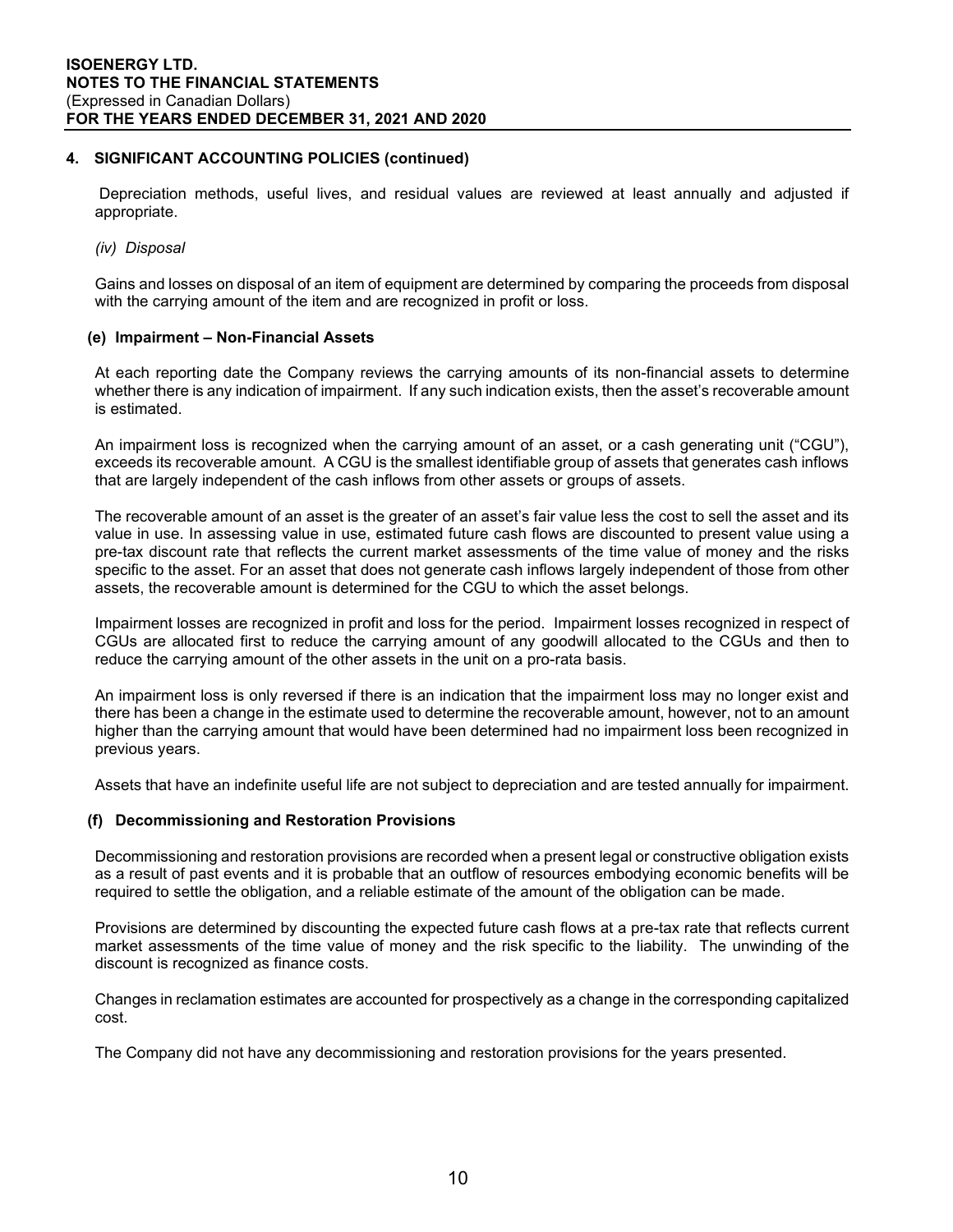## 4. SIGNIFICANT ACCOUNTING POLICIES (continued)

Depreciation methods, useful lives, and residual values are reviewed at least annually and adjusted if appropriate.

*(iv) Disposal*

Gains and losses on disposal of an item of equipment are determined by comparing the proceeds from disposal with the carrying amount of the item and are recognized in profit or loss.

### (e) Impairment – Non-Financial Assets

At each reporting date the Company reviews the carrying amounts of its non-financial assets to determine whether there is any indication of impairment. If any such indication exists, then the asset's recoverable amount is estimated.

An impairment loss is recognized when the carrying amount of an asset, or a cash generating unit ("CGU"), exceeds its recoverable amount. A CGU is the smallest identifiable group of assets that generates cash inflows that are largely independent of the cash inflows from other assets or groups of assets.

The recoverable amount of an asset is the greater of an asset's fair value less the cost to sell the asset and its value in use. In assessing value in use, estimated future cash flows are discounted to present value using a pre-tax discount rate that reflects the current market assessments of the time value of money and the risks specific to the asset. For an asset that does not generate cash inflows largely independent of those from other assets, the recoverable amount is determined for the CGU to which the asset belongs.

Impairment losses are recognized in profit and loss for the period. Impairment losses recognized in respect of CGUs are allocated first to reduce the carrying amount of any goodwill allocated to the CGUs and then to reduce the carrying amount of the other assets in the unit on a pro-rata basis.

An impairment loss is only reversed if there is an indication that the impairment loss may no longer exist and there has been a change in the estimate used to determine the recoverable amount, however, not to an amount higher than the carrying amount that would have been determined had no impairment loss been recognized in previous years.

Assets that have an indefinite useful life are not subject to depreciation and are tested annually for impairment.

### (f) Decommissioning and Restoration Provisions

Decommissioning and restoration provisions are recorded when a present legal or constructive obligation exists as a result of past events and it is probable that an outflow of resources embodying economic benefits will be required to settle the obligation, and a reliable estimate of the amount of the obligation can be made.

Provisions are determined by discounting the expected future cash flows at a pre-tax rate that reflects current market assessments of the time value of money and the risk specific to the liability. The unwinding of the discount is recognized as finance costs.

Changes in reclamation estimates are accounted for prospectively as a change in the corresponding capitalized cost.

The Company did not have any decommissioning and restoration provisions for the years presented.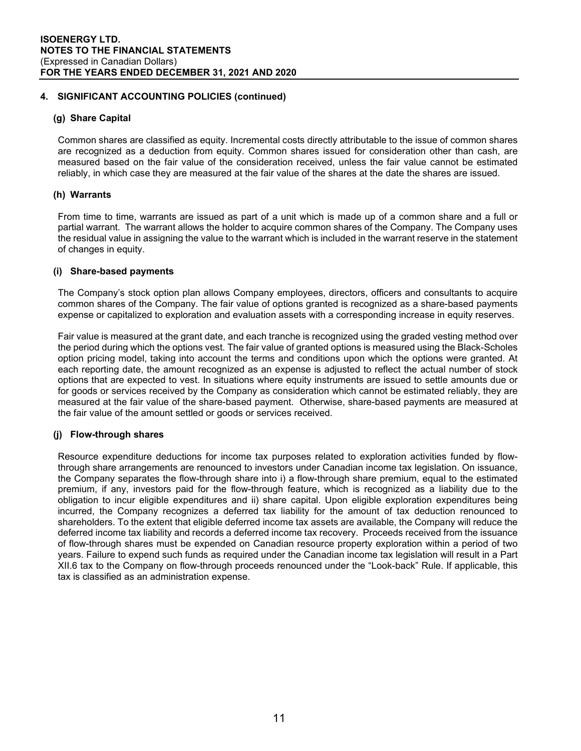## 4. SIGNIFICANT ACCOUNTING POLICIES (continued)

### (g) Share Capital

Common shares are classified as equity. Incremental costs directly attributable to the issue of common shares are recognized as a deduction from equity. Common shares issued for consideration other than cash, are measured based on the fair value of the consideration received, unless the fair value cannot be estimated reliably, in which case they are measured at the fair value of the shares at the date the shares are issued.

### (h) Warrants

From time to time, warrants are issued as part of a unit which is made up of a common share and a full or partial warrant. The warrant allows the holder to acquire common shares of the Company. The Company uses the residual value in assigning the value to the warrant which is included in the warrant reserve in the statement of changes in equity.

### (i) Share-based payments

The Company's stock option plan allows Company employees, directors, officers and consultants to acquire common shares of the Company. The fair value of options granted is recognized as a share-based payments expense or capitalized to exploration and evaluation assets with a corresponding increase in equity reserves.

Fair value is measured at the grant date, and each tranche is recognized using the graded vesting method over the period during which the options vest. The fair value of granted options is measured using the Black-Scholes option pricing model, taking into account the terms and conditions upon which the options were granted. At each reporting date, the amount recognized as an expense is adjusted to reflect the actual number of stock options that are expected to vest. In situations where equity instruments are issued to settle amounts due or for goods or services received by the Company as consideration which cannot be estimated reliably, they are measured at the fair value of the share-based payment. Otherwise, share-based payments are measured at the fair value of the amount settled or goods or services received.

### (j) Flow-through shares

Resource expenditure deductions for income tax purposes related to exploration activities funded by flow-through share arrangements are renounced to investors under Canadian income tax legislation. On issuance, the Company separates the flow-through share into i) a flow-through share premium, equal to the estimated premium, if any, investors paid for the flow-through feature, which is recognized as a liability due to the obligation to incur eligible expenditures and ii) share capital. Upon eligible exploration expenditures being incurred, the Company recognizes a deferred tax liability for the amount of tax deduction renounced to shareholders. To the extent that eligible deferred income tax assets are available, the Company will reduce the deferred income tax liability and records a deferred income tax recovery. Proceeds received from the issuance of flow-through shares must be expended on Canadian resource property exploration within a period of two years. Failure to expend such funds as required under the Canadian income tax legislation will result in a Part XII.6 tax to the Company on flow-through proceeds renounced under the "Look-back" Rule. If applicable, this tax is classified as an administration expense.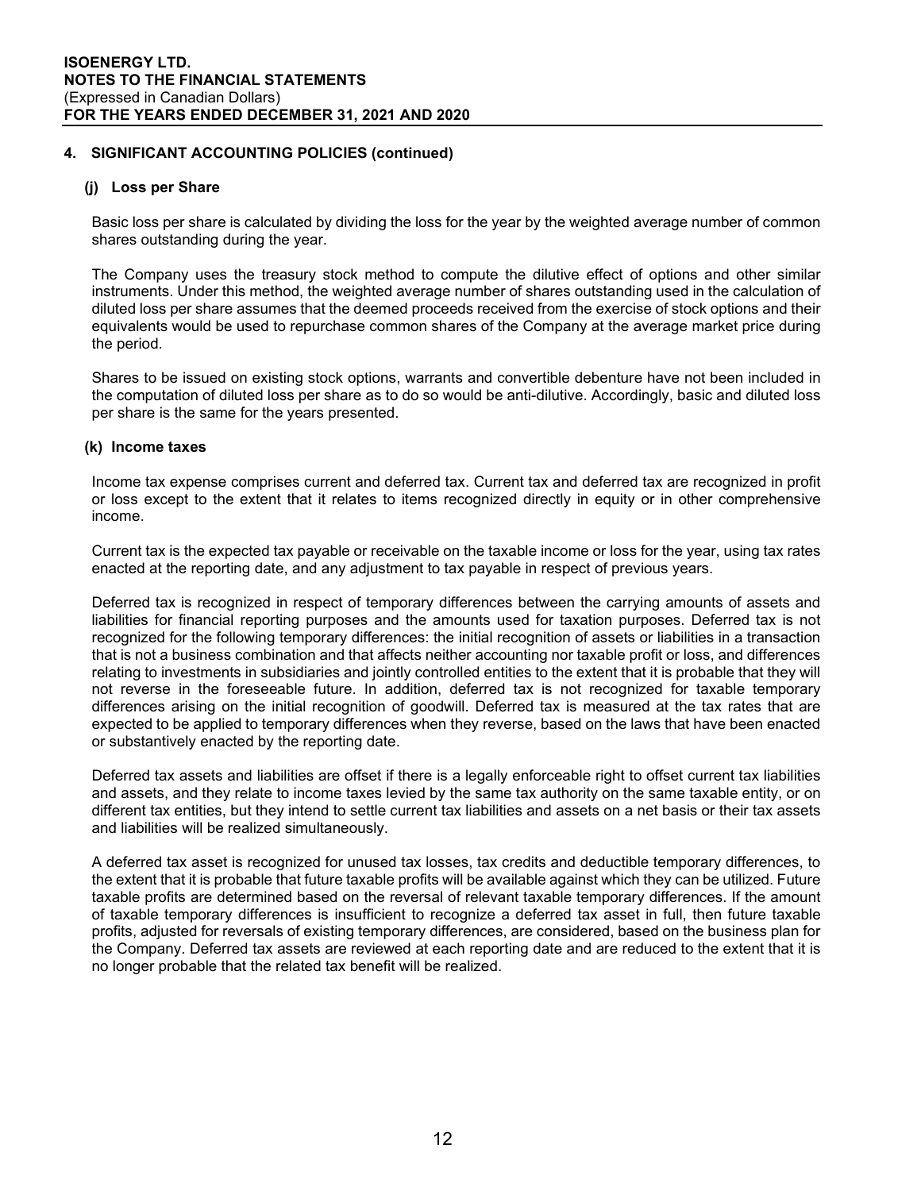## 4. SIGNIFICANT ACCOUNTING POLICIES (continued)

### (j) Loss per Share

Basic loss per share is calculated by dividing the loss for the year by the weighted average number of common shares outstanding during the year.

The Company uses the treasury stock method to compute the dilutive effect of options and other similar instruments. Under this method, the weighted average number of shares outstanding used in the calculation of diluted loss per share assumes that the deemed proceeds received from the exercise of stock options and their equivalents would be used to repurchase common shares of the Company at the average market price during the period.

Shares to be issued on existing stock options, warrants and convertible debenture have not been included in the computation of diluted loss per share as to do so would be anti-dilutive. Accordingly, basic and diluted loss per share is the same for the years presented.

### (k) Income taxes

Income tax expense comprises current and deferred tax. Current tax and deferred tax are recognized in profit or loss except to the extent that it relates to items recognized directly in equity or in other comprehensive income.

Current tax is the expected tax payable or receivable on the taxable income or loss for the year, using tax rates enacted at the reporting date, and any adjustment to tax payable in respect of previous years.

Deferred tax is recognized in respect of temporary differences between the carrying amounts of assets and liabilities for financial reporting purposes and the amounts used for taxation purposes. Deferred tax is not recognized for the following temporary differences: the initial recognition of assets or liabilities in a transaction that is not a business combination and that affects neither accounting nor taxable profit or loss, and differences relating to investments in subsidiaries and jointly controlled entities to the extent that it is probable that they will not reverse in the foreseeable future. In addition, deferred tax is not recognized for taxable temporary differences arising on the initial recognition of goodwill. Deferred tax is measured at the tax rates that are expected to be applied to temporary differences when they reverse, based on the laws that have been enacted or substantively enacted by the reporting date.

Deferred tax assets and liabilities are offset if there is a legally enforceable right to offset current tax liabilities and assets, and they relate to income taxes levied by the same tax authority on the same taxable entity, or on different tax entities, but they intend to settle current tax liabilities and assets on a net basis or their tax assets and liabilities will be realized simultaneously.

A deferred tax asset is recognized for unused tax losses, tax credits and deductible temporary differences, to the extent that it is probable that future taxable profits will be available against which they can be utilized. Future taxable profits are determined based on the reversal of relevant taxable temporary differences. If the amount of taxable temporary differences is insufficient to recognize a deferred tax asset in full, then future taxable profits, adjusted for reversals of existing temporary differences, are considered, based on the business plan for the Company. Deferred tax assets are reviewed at each reporting date and are reduced to the extent that it is no longer probable that the related tax benefit will be realized.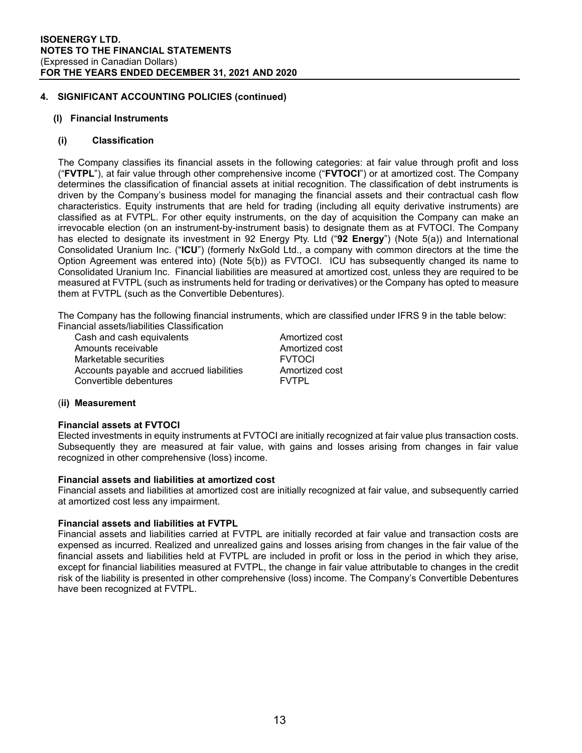## 4. SIGNIFICANT ACCOUNTING POLICIES (continued)

### (l) Financial Instruments

#### (i) Classification

The Company classifies its financial assets in the following categories: at fair value through profit and loss ("**FVTPL**"), at fair value through other comprehensive income ("**FVTOCI**") or at amortized cost. The Company determines the classification of financial assets at initial recognition. The classification of debt instruments is driven by the Company's business model for managing the financial assets and their contractual cash flow characteristics. Equity instruments that are held for trading (including all equity derivative instruments) are classified as at FVTPL. For other equity instruments, on the day of acquisition the Company can make an irrevocable election (on an instrument-by-instrument basis) to designate them as at FVTOCI. The Company has elected to designate its investment in 92 Energy Pty. Ltd ("**92 Energy**") (Note 5(a)) and International Consolidated Uranium Inc. ("**ICU**") (formerly NxGold Ltd., a company with common directors at the time the Option Agreement was entered into) (Note 5(b)) as FVTOCI. ICU has subsequently changed its name to Consolidated Uranium Inc. Financial liabilities are measured at amortized cost, unless they are required to be measured at FVTPL (such as instruments held for trading or derivatives) or the Company has opted to measure them at FVTPL (such as the Convertible Debentures).

The Company has the following financial instruments, which are classified under IFRS 9 in the table below:

| Financial assets/liabilities | Classification |
|---|---|
| Cash and cash equivalents | Amortized cost |
| Amounts receivable | Amortized cost |
| Marketable securities | FVTOCI |
| Accounts payable and accrued liabilities | Amortized cost |
| Convertible debentures | FVTPL |

#### (ii) Measurement

**Financial assets at FVTOCI**

Elected investments in equity instruments at FVTOCI are initially recognized at fair value plus transaction costs. Subsequently they are measured at fair value, with gains and losses arising from changes in fair value recognized in other comprehensive (loss) income.

**Financial assets and liabilities at amortized cost**

Financial assets and liabilities at amortized cost are initially recognized at fair value, and subsequently carried at amortized cost less any impairment.

**Financial assets and liabilities at FVTPL**

Financial assets and liabilities carried at FVTPL are initially recorded at fair value and transaction costs are expensed as incurred. Realized and unrealized gains and losses arising from changes in the fair value of the financial assets and liabilities held at FVTPL are included in profit or loss in the period in which they arise, except for financial liabilities measured at FVTPL, the change in fair value attributable to changes in the credit risk of the liability is presented in other comprehensive (loss) income. The Company's Convertible Debentures have been recognized at FVTPL.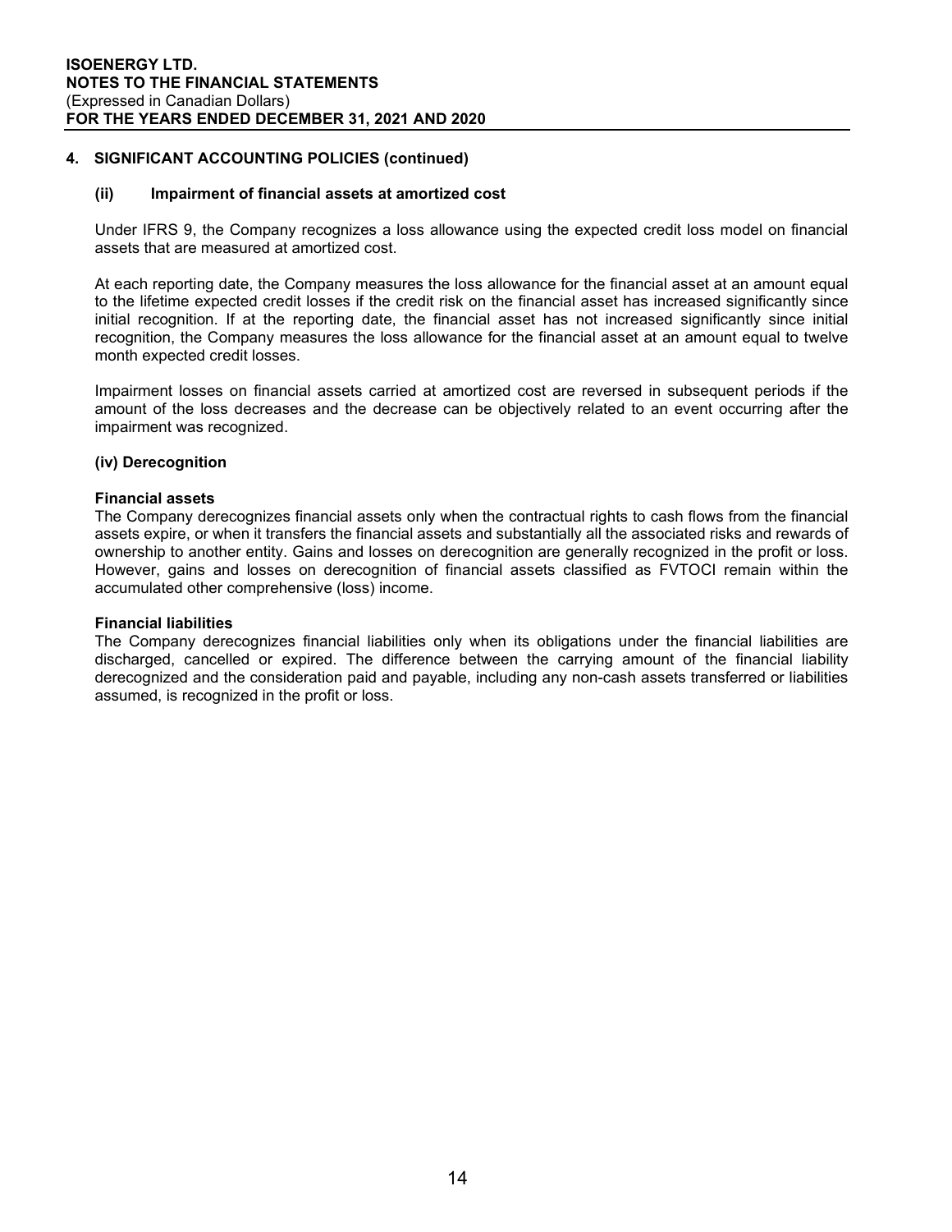## 4. SIGNIFICANT ACCOUNTING POLICIES (continued)

### (ii) Impairment of financial assets at amortized cost

Under IFRS 9, the Company recognizes a loss allowance using the expected credit loss model on financial assets that are measured at amortized cost.

At each reporting date, the Company measures the loss allowance for the financial asset at an amount equal to the lifetime expected credit losses if the credit risk on the financial asset has increased significantly since initial recognition. If at the reporting date, the financial asset has not increased significantly since initial recognition, the Company measures the loss allowance for the financial asset at an amount equal to twelve month expected credit losses.

Impairment losses on financial assets carried at amortized cost are reversed in subsequent periods if the amount of the loss decreases and the decrease can be objectively related to an event occurring after the impairment was recognized.

### (iv) Derecognition

**Financial assets**

The Company derecognizes financial assets only when the contractual rights to cash flows from the financial assets expire, or when it transfers the financial assets and substantially all the associated risks and rewards of ownership to another entity. Gains and losses on derecognition are generally recognized in the profit or loss. However, gains and losses on derecognition of financial assets classified as FVTOCI remain within the accumulated other comprehensive (loss) income.

**Financial liabilities**

The Company derecognizes financial liabilities only when its obligations under the financial liabilities are discharged, cancelled or expired. The difference between the carrying amount of the financial liability derecognized and the consideration paid and payable, including any non-cash assets transferred or liabilities assumed, is recognized in the profit or loss.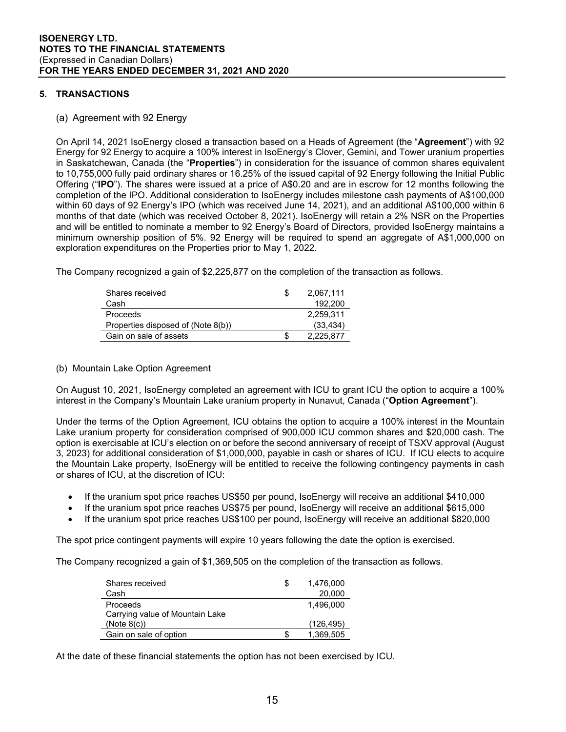## 5. TRANSACTIONS

### (a) Agreement with 92 Energy

On April 14, 2021 IsoEnergy closed a transaction based on a Heads of Agreement (the "**Agreement**") with 92 Energy for 92 Energy to acquire a 100% interest in IsoEnergy's Clover, Gemini, and Tower uranium properties in Saskatchewan, Canada (the "**Properties**") in consideration for the issuance of common shares equivalent to 10,755,000 fully paid ordinary shares or 16.25% of the issued capital of 92 Energy following the Initial Public Offering ("**IPO**"). The shares were issued at a price of A$0.20 and are in escrow for 12 months following the completion of the IPO. Additional consideration to IsoEnergy includes milestone cash payments of A$100,000 within 60 days of 92 Energy's IPO (which was received June 14, 2021), and an additional A$100,000 within 6 months of that date (which was received October 8, 2021). IsoEnergy will retain a 2% NSR on the Properties and will be entitled to nominate a member to 92 Energy's Board of Directors, provided IsoEnergy maintains a minimum ownership position of 5%. 92 Energy will be required to spend an aggregate of A$1,000,000 on exploration expenditures on the Properties prior to May 1, 2022.

The Company recognized a gain of $2,225,877 on the completion of the transaction as follows.

| | | |
|---|---|---|
| Shares received | $ | 2,067,111 |
| Cash | | 192,200 |
| Proceeds | | 2,259,311 |
| Properties disposed of (Note 8(b)) | | (33,434) |
| Gain on sale of assets | $ | 2,225,877 |

### (b) Mountain Lake Option Agreement

On August 10, 2021, IsoEnergy completed an agreement with ICU to grant ICU the option to acquire a 100% interest in the Company's Mountain Lake uranium property in Nunavut, Canada ("**Option Agreement**").

Under the terms of the Option Agreement, ICU obtains the option to acquire a 100% interest in the Mountain Lake uranium property for consideration comprised of 900,000 ICU common shares and $20,000 cash. The option is exercisable at ICU's election on or before the second anniversary of receipt of TSXV approval (August 3, 2023) for additional consideration of $1,000,000, payable in cash or shares of ICU. If ICU elects to acquire the Mountain Lake property, IsoEnergy will be entitled to receive the following contingency payments in cash or shares of ICU, at the discretion of ICU:

- If the uranium spot price reaches US$50 per pound, IsoEnergy will receive an additional $410,000
- If the uranium spot price reaches US$75 per pound, IsoEnergy will receive an additional $615,000
- If the uranium spot price reaches US$100 per pound, IsoEnergy will receive an additional $820,000

The spot price contingent payments will expire 10 years following the date the option is exercised.

The Company recognized a gain of $1,369,505 on the completion of the transaction as follows.

| | | |
|---|---|---|
| Shares received | $ | 1,476,000 |
| Cash | | 20,000 |
| Proceeds | | 1,496,000 |
| Carrying value of Mountain Lake (Note 8(c)) | | (126,495) |
| Gain on sale of option | $ | 1,369,505 |

At the date of these financial statements the option has not been exercised by ICU.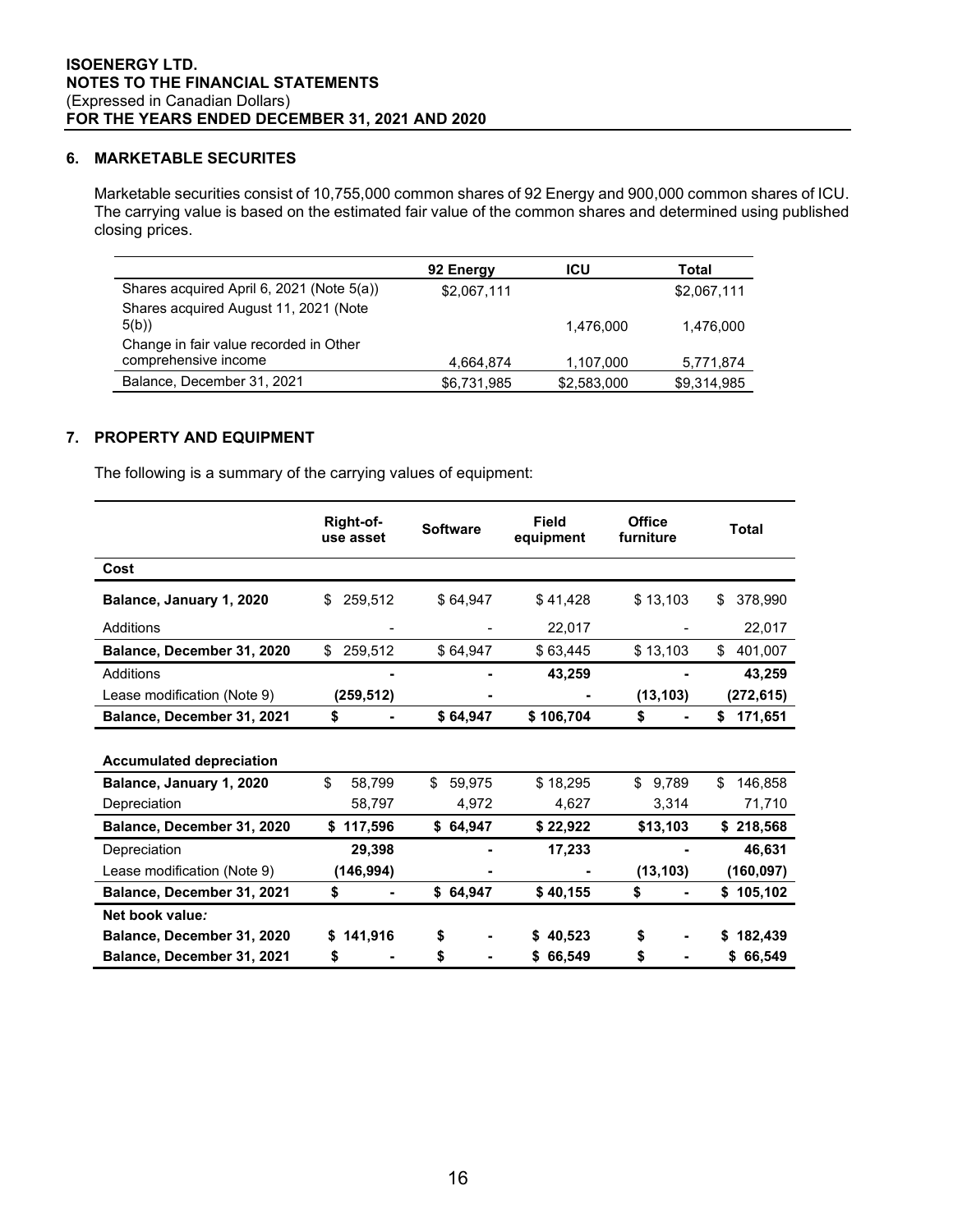## 6. MARKETABLE SECURITES

Marketable securities consist of 10,755,000 common shares of 92 Energy and 900,000 common shares of ICU. The carrying value is based on the estimated fair value of the common shares and determined using published closing prices.

| | 92 Energy | ICU | Total |
|---|---|---|---|
| Shares acquired April 6, 2021 (Note 5(a)) | $2,067,111 | | $2,067,111 |
| Shares acquired August 11, 2021 (Note 5(b)) | | 1,476,000 | 1,476,000 |
| Change in fair value recorded in Other comprehensive income | 4,664,874 | 1,107,000 | 5,771,874 |
| Balance, December 31, 2021 | $6,731,985 | $2,583,000 | $9,314,985 |

## 7. PROPERTY AND EQUIPMENT

The following is a summary of the carrying values of equipment:

| | Right-of-use asset | Software | Field equipment | Office furniture | Total |
|---|---|---|---|---|---|
| **Cost** | | | | | |
| **Balance, January 1, 2020** | $ 259,512 | $ 64,947 | $ 41,428 | $ 13,103 | $ 378,990 |
| Additions | - | - | 22,017 | - | 22,017 |
| **Balance, December 31, 2020** | $ 259,512 | $ 64,947 | $ 63,445 | $ 13,103 | $ 401,007 |
| Additions | **-** | **-** | **43,259** | **-** | **43,259** |
| Lease modification (Note 9) | **(259,512)** | **-** | **-** | **(13,103)** | **(272,615)** |
| **Balance, December 31, 2021** | **$ -** | **$ 64,947** | **$ 106,704** | **$ -** | **$ 171,651** |
| | | | | | |
| **Accumulated depreciation** | | | | | |
| **Balance, January 1, 2020** | $ 58,799 | $ 59,975 | $ 18,295 | $ 9,789 | $ 146,858 |
| Depreciation | 58,797 | 4,972 | 4,627 | 3,314 | 71,710 |
| **Balance, December 31, 2020** | **$ 117,596** | **$ 64,947** | **$ 22,922** | **$13,103** | **$ 218,568** |
| Depreciation | **29,398** | **-** | **17,233** | **-** | **46,631** |
| Lease modification (Note 9) | **(146,994)** | **-** | **-** | **(13,103)** | **(160,097)** |
| **Balance, December 31, 2021** | **$ -** | **$ 64,947** | **$ 40,155** | **$ -** | **$ 105,102** |
| **Net book value:** | | | | | |
| **Balance, December 31, 2020** | **$ 141,916** | **$ -** | **$ 40,523** | **$ -** | **$ 182,439** |
| **Balance, December 31, 2021** | **$ -** | **$ -** | **$ 66,549** | **$ -** | **$ 66,549** |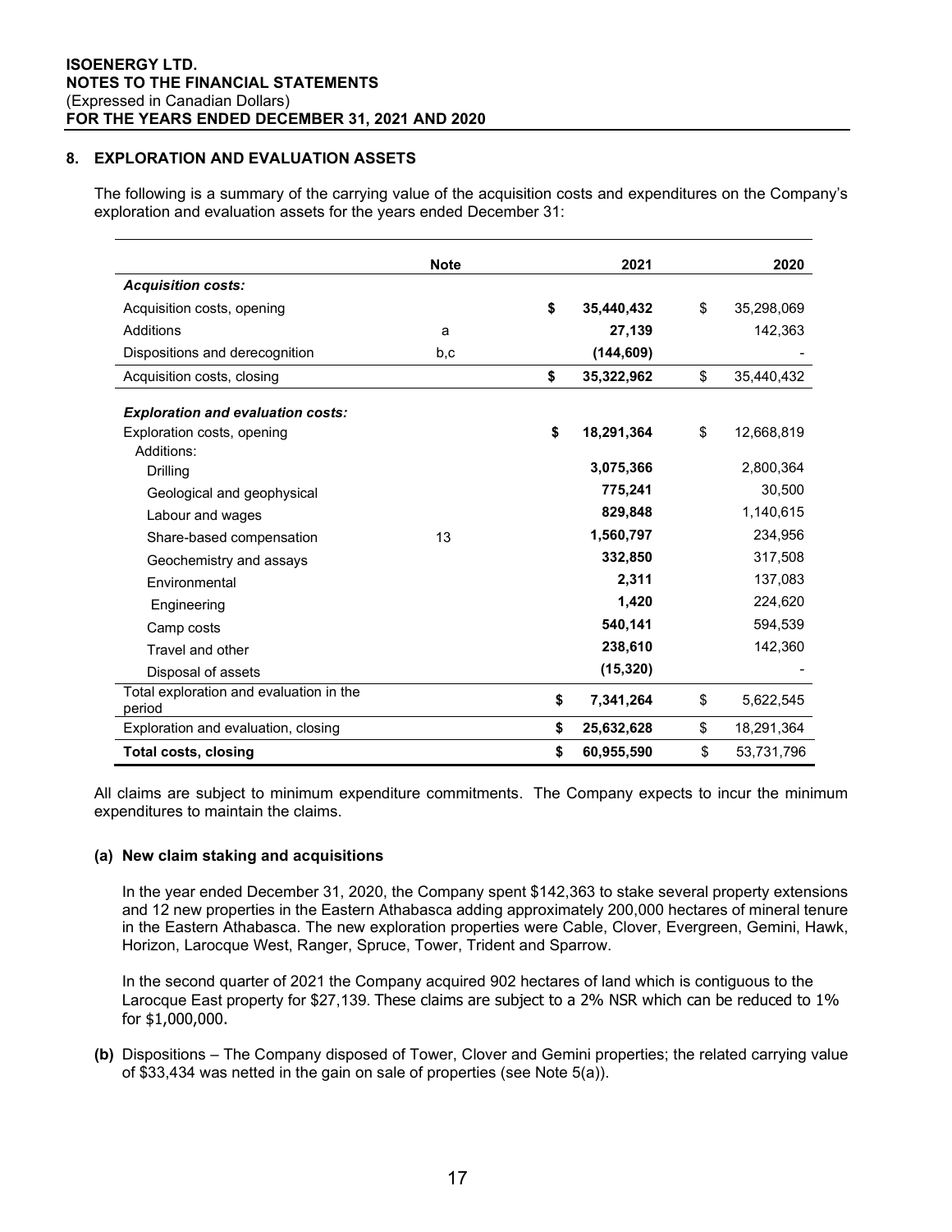ISOENERGY LTD.
NOTES TO THE FINANCIAL STATEMENTS
(Expressed in Canadian Dollars)
FOR THE YEARS ENDED DECEMBER 31, 2021 AND 2020

## 8. EXPLORATION AND EVALUATION ASSETS

The following is a summary of the carrying value of the acquisition costs and expenditures on the Company's exploration and evaluation assets for the years ended December 31:

| | Note | 2021 | 2020 |
|---|---|---|---|
| ***Acquisition costs:*** | | | |
| Acquisition costs, opening | | **$ 35,440,432** | $ 35,298,069 |
| Additions | a | **27,139** | 142,363 |
| Dispositions and derecognition | b,c | **(144,609)** | - |
| Acquisition costs, closing | | **$ 35,322,962** | $ 35,440,432 |
| ***Exploration and evaluation costs:*** | | | |
| Exploration costs, opening | | **$ 18,291,364** | $ 12,668,819 |
| Additions: | | | |
| Drilling | | **3,075,366** | 2,800,364 |
| Geological and geophysical | | **775,241** | 30,500 |
| Labour and wages | | **829,848** | 1,140,615 |
| Share-based compensation | 13 | **1,560,797** | 234,956 |
| Geochemistry and assays | | **332,850** | 317,508 |
| Environmental | | **2,311** | 137,083 |
| Engineering | | **1,420** | 224,620 |
| Camp costs | | **540,141** | 594,539 |
| Travel and other | | **238,610** | 142,360 |
| Disposal of assets | | **(15,320)** | - |
| Total exploration and evaluation in the period | | **$ 7,341,264** | $ 5,622,545 |
| Exploration and evaluation, closing | | **$ 25,632,628** | $ 18,291,364 |
| **Total costs, closing** | | **$ 60,955,590** | $ 53,731,796 |

All claims are subject to minimum expenditure commitments. The Company expects to incur the minimum expenditures to maintain the claims.

**(a) New claim staking and acquisitions**

In the year ended December 31, 2020, the Company spent $142,363 to stake several property extensions and 12 new properties in the Eastern Athabasca adding approximately 200,000 hectares of mineral tenure in the Eastern Athabasca. The new exploration properties were Cable, Clover, Evergreen, Gemini, Hawk, Horizon, Larocque West, Ranger, Spruce, Tower, Trident and Sparrow.

In the second quarter of 2021 the Company acquired 902 hectares of land which is contiguous to the Larocque East property for $27,139. These claims are subject to a 2% NSR which can be reduced to 1% for $1,000,000.

**(b)** Dispositions – The Company disposed of Tower, Clover and Gemini properties; the related carrying value of $33,434 was netted in the gain on sale of properties (see Note 5(a)).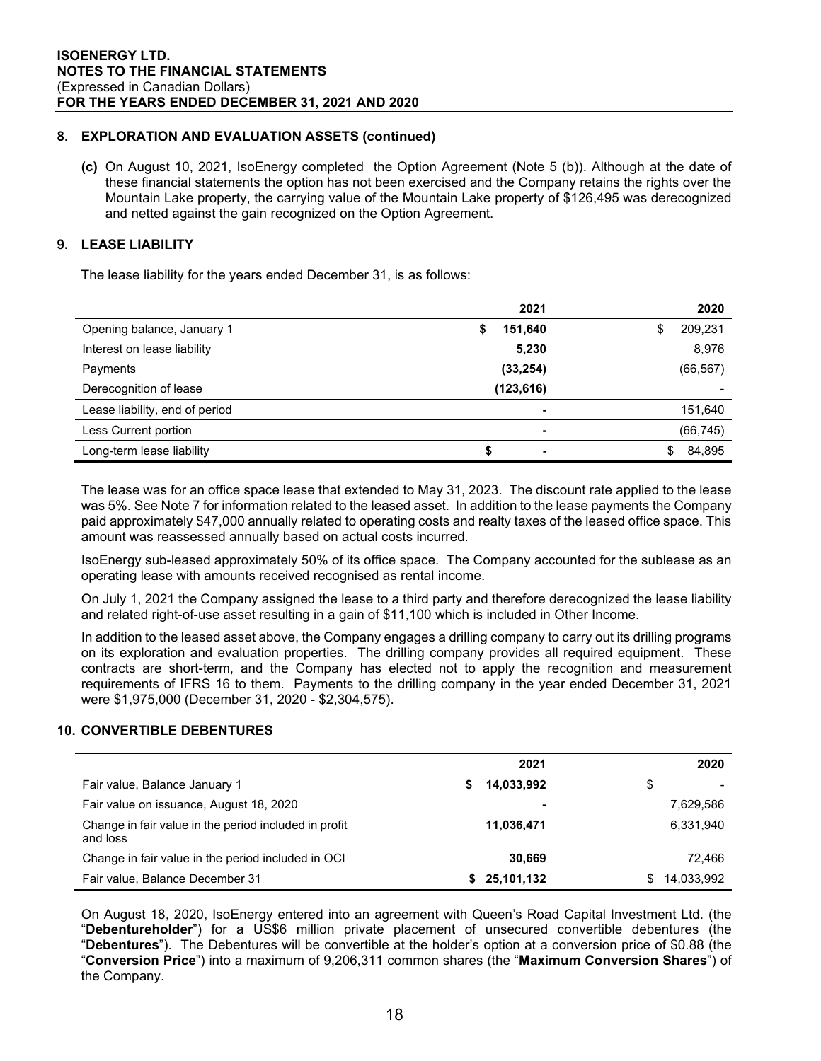## 8. EXPLORATION AND EVALUATION ASSETS (continued)

**(c)** On August 10, 2021, IsoEnergy completed the Option Agreement (Note 5 (b)). Although at the date of these financial statements the option has not been exercised and the Company retains the rights over the Mountain Lake property, the carrying value of the Mountain Lake property of $126,495 was derecognized and netted against the gain recognized on the Option Agreement.

## 9. LEASE LIABILITY

The lease liability for the years ended December 31, is as follows:

| | 2021 | 2020 |
|---|---|---|
| Opening balance, January 1 | **$ 151,640** | $ 209,231 |
| Interest on lease liability | **5,230** | 8,976 |
| Payments | **(33,254)** | (66,567) |
| Derecognition of lease | **(123,616)** | - |
| Lease liability, end of period | **-** | 151,640 |
| Less Current portion | **-** | (66,745) |
| Long-term lease liability | **$ -** | $ 84,895 |

The lease was for an office space lease that extended to May 31, 2023. The discount rate applied to the lease was 5%. See Note 7 for information related to the leased asset. In addition to the lease payments the Company paid approximately $47,000 annually related to operating costs and realty taxes of the leased office space. This amount was reassessed annually based on actual costs incurred.

IsoEnergy sub-leased approximately 50% of its office space. The Company accounted for the sublease as an operating lease with amounts received recognised as rental income.

On July 1, 2021 the Company assigned the lease to a third party and therefore derecognized the lease liability and related right-of-use asset resulting in a gain of $11,100 which is included in Other Income.

In addition to the leased asset above, the Company engages a drilling company to carry out its drilling programs on its exploration and evaluation properties. The drilling company provides all required equipment. These contracts are short-term, and the Company has elected not to apply the recognition and measurement requirements of IFRS 16 to them. Payments to the drilling company in the year ended December 31, 2021 were $1,975,000 (December 31, 2020 - $2,304,575).

## 10. CONVERTIBLE DEBENTURES

| | 2021 | 2020 |
|---|---|---|
| Fair value, Balance January 1 | **$ 14,033,992** | $ - |
| Fair value on issuance, August 18, 2020 | **-** | 7,629,586 |
| Change in fair value in the period included in profit and loss | **11,036,471** | 6,331,940 |
| Change in fair value in the period included in OCI | **30,669** | 72,466 |
| Fair value, Balance December 31 | **$ 25,101,132** | $ 14,033,992 |

On August 18, 2020, IsoEnergy entered into an agreement with Queen's Road Capital Investment Ltd. (the "**Debentureholder**") for a US$6 million private placement of unsecured convertible debentures (the "**Debentures**"). The Debentures will be convertible at the holder's option at a conversion price of $0.88 (the "**Conversion Price**") into a maximum of 9,206,311 common shares (the "**Maximum Conversion Shares**") of the Company.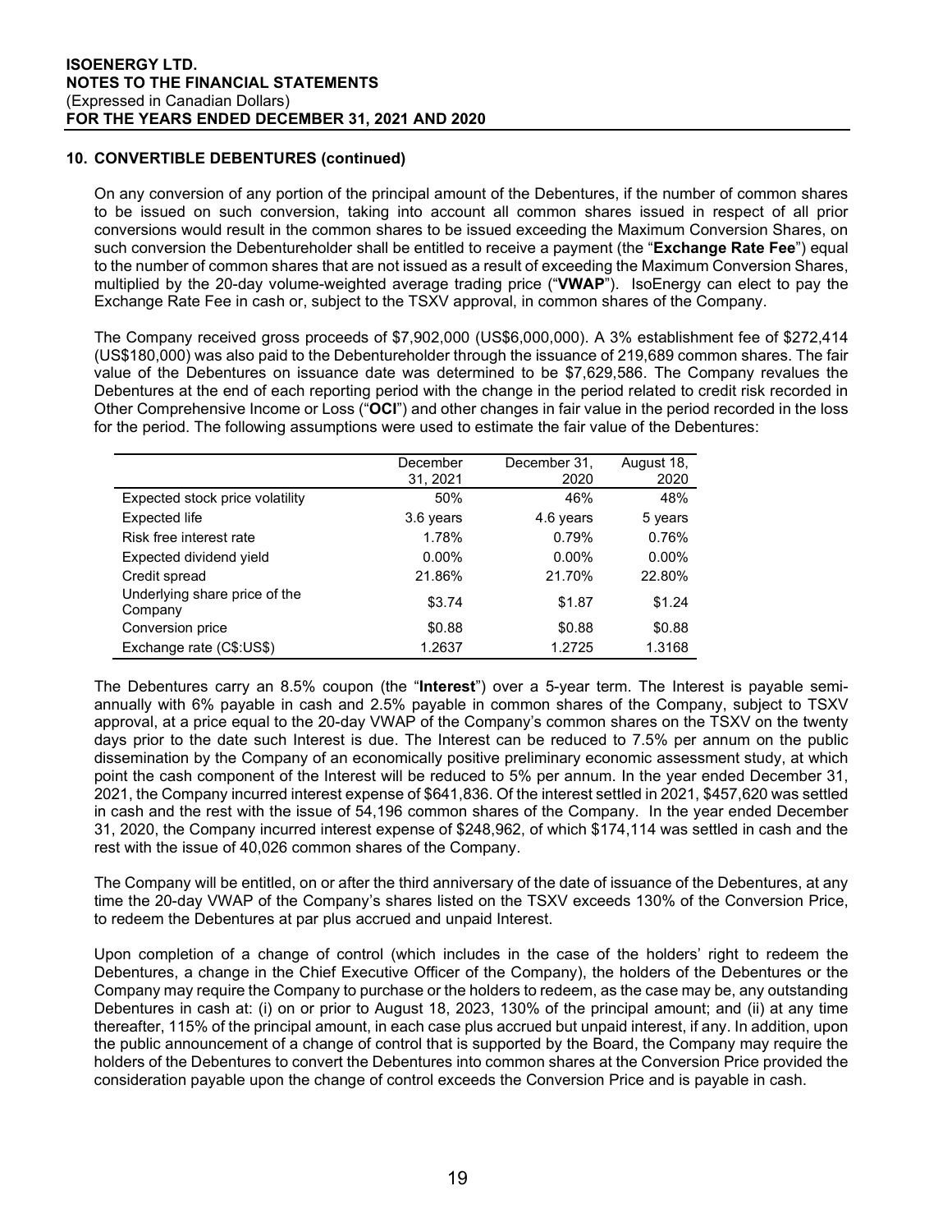## 10. CONVERTIBLE DEBENTURES (continued)

On any conversion of any portion of the principal amount of the Debentures, if the number of common shares to be issued on such conversion, taking into account all common shares issued in respect of all prior conversions would result in the common shares to be issued exceeding the Maximum Conversion Shares, on such conversion the Debentureholder shall be entitled to receive a payment (the "**Exchange Rate Fee**") equal to the number of common shares that are not issued as a result of exceeding the Maximum Conversion Shares, multiplied by the 20-day volume-weighted average trading price ("**VWAP**"). IsoEnergy can elect to pay the Exchange Rate Fee in cash or, subject to the TSXV approval, in common shares of the Company.

The Company received gross proceeds of $7,902,000 (US$6,000,000). A 3% establishment fee of $272,414 (US$180,000) was also paid to the Debentureholder through the issuance of 219,689 common shares. The fair value of the Debentures on issuance date was determined to be $7,629,586. The Company revalues the Debentures at the end of each reporting period with the change in the period related to credit risk recorded in Other Comprehensive Income or Loss ("**OCI**") and other changes in fair value in the period recorded in the loss for the period. The following assumptions were used to estimate the fair value of the Debentures:

| | December 31, 2021 | December 31, 2020 | August 18, 2020 |
|---|---|---|---|
| Expected stock price volatility | 50% | 46% | 48% |
| Expected life | 3.6 years | 4.6 years | 5 years |
| Risk free interest rate | 1.78% | 0.79% | 0.76% |
| Expected dividend yield | 0.00% | 0.00% | 0.00% |
| Credit spread | 21.86% | 21.70% | 22.80% |
| Underlying share price of the Company | $3.74 | $1.87 | $1.24 |
| Conversion price | $0.88 | $0.88 | $0.88 |
| Exchange rate (C$:US$) | 1.2637 | 1.2725 | 1.3168 |

The Debentures carry an 8.5% coupon (the "**Interest**") over a 5-year term. The Interest is payable semi-annually with 6% payable in cash and 2.5% payable in common shares of the Company, subject to TSXV approval, at a price equal to the 20-day VWAP of the Company's common shares on the TSXV on the twenty days prior to the date such Interest is due. The Interest can be reduced to 7.5% per annum on the public dissemination by the Company of an economically positive preliminary economic assessment study, at which point the cash component of the Interest will be reduced to 5% per annum. In the year ended December 31, 2021, the Company incurred interest expense of $641,836. Of the interest settled in 2021, $457,620 was settled in cash and the rest with the issue of 54,196 common shares of the Company. In the year ended December 31, 2020, the Company incurred interest expense of $248,962, of which $174,114 was settled in cash and the rest with the issue of 40,026 common shares of the Company.

The Company will be entitled, on or after the third anniversary of the date of issuance of the Debentures, at any time the 20-day VWAP of the Company's shares listed on the TSXV exceeds 130% of the Conversion Price, to redeem the Debentures at par plus accrued and unpaid Interest.

Upon completion of a change of control (which includes in the case of the holders' right to redeem the Debentures, a change in the Chief Executive Officer of the Company), the holders of the Debentures or the Company may require the Company to purchase or the holders to redeem, as the case may be, any outstanding Debentures in cash at: (i) on or prior to August 18, 2023, 130% of the principal amount; and (ii) at any time thereafter, 115% of the principal amount, in each case plus accrued but unpaid interest, if any. In addition, upon the public announcement of a change of control that is supported by the Board, the Company may require the holders of the Debentures to convert the Debentures into common shares at the Conversion Price provided the consideration payable upon the change of control exceeds the Conversion Price and is payable in cash.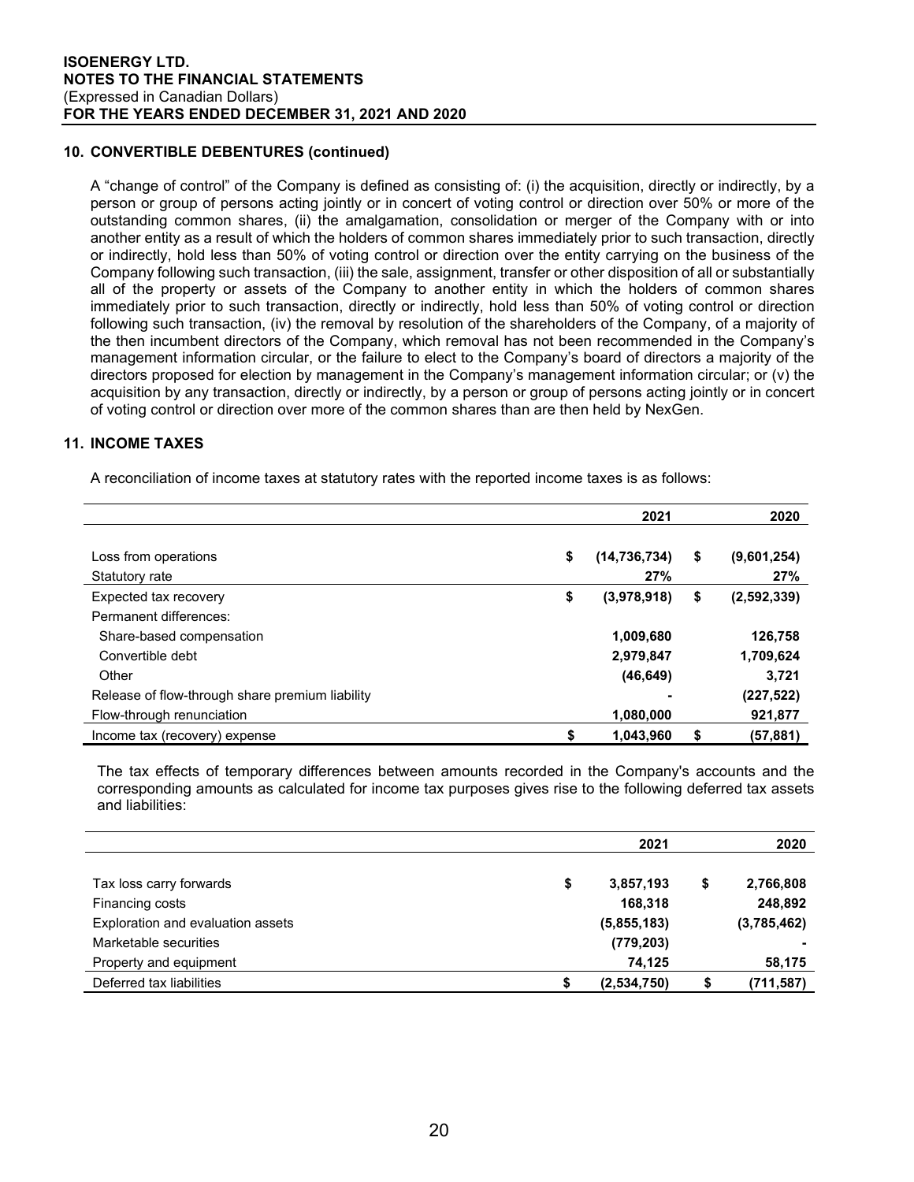## 10. CONVERTIBLE DEBENTURES (continued)

A "change of control" of the Company is defined as consisting of: (i) the acquisition, directly or indirectly, by a person or group of persons acting jointly or in concert of voting control or direction over 50% or more of the outstanding common shares, (ii) the amalgamation, consolidation or merger of the Company with or into another entity as a result of which the holders of common shares immediately prior to such transaction, directly or indirectly, hold less than 50% of voting control or direction over the entity carrying on the business of the Company following such transaction, (iii) the sale, assignment, transfer or other disposition of all or substantially all of the property or assets of the Company to another entity in which the holders of common shares immediately prior to such transaction, directly or indirectly, hold less than 50% of voting control or direction following such transaction, (iv) the removal by resolution of the shareholders of the Company, of a majority of the then incumbent directors of the Company, which removal has not been recommended in the Company's management information circular, or the failure to elect to the Company's board of directors a majority of the directors proposed for election by management in the Company's management information circular; or (v) the acquisition by any transaction, directly or indirectly, by a person or group of persons acting jointly or in concert of voting control or direction over more of the common shares than are then held by NexGen.

## 11. INCOME TAXES

A reconciliation of income taxes at statutory rates with the reported income taxes is as follows:

| | 2021 | 2020 |
|---|---|---|
| Loss from operations | $ (14,736,734) | $ (9,601,254) |
| Statutory rate | 27% | 27% |
| Expected tax recovery | $ (3,978,918) | $ (2,592,339) |
| Permanent differences: | | |
| Share-based compensation | 1,009,680 | 126,758 |
| Convertible debt | 2,979,847 | 1,709,624 |
| Other | (46,649) | 3,721 |
| Release of flow-through share premium liability | - | (227,522) |
| Flow-through renunciation | 1,080,000 | 921,877 |
| Income tax (recovery) expense | $ 1,043,960 | $ (57,881) |

The tax effects of temporary differences between amounts recorded in the Company's accounts and the corresponding amounts as calculated for income tax purposes gives rise to the following deferred tax assets and liabilities:

| | 2021 | 2020 |
|---|---|---|
| Tax loss carry forwards | $ 3,857,193 | $ 2,766,808 |
| Financing costs | 168,318 | 248,892 |
| Exploration and evaluation assets | (5,855,183) | (3,785,462) |
| Marketable securities | (779,203) | - |
| Property and equipment | 74,125 | 58,175 |
| Deferred tax liabilities | $ (2,534,750) | $ (711,587) |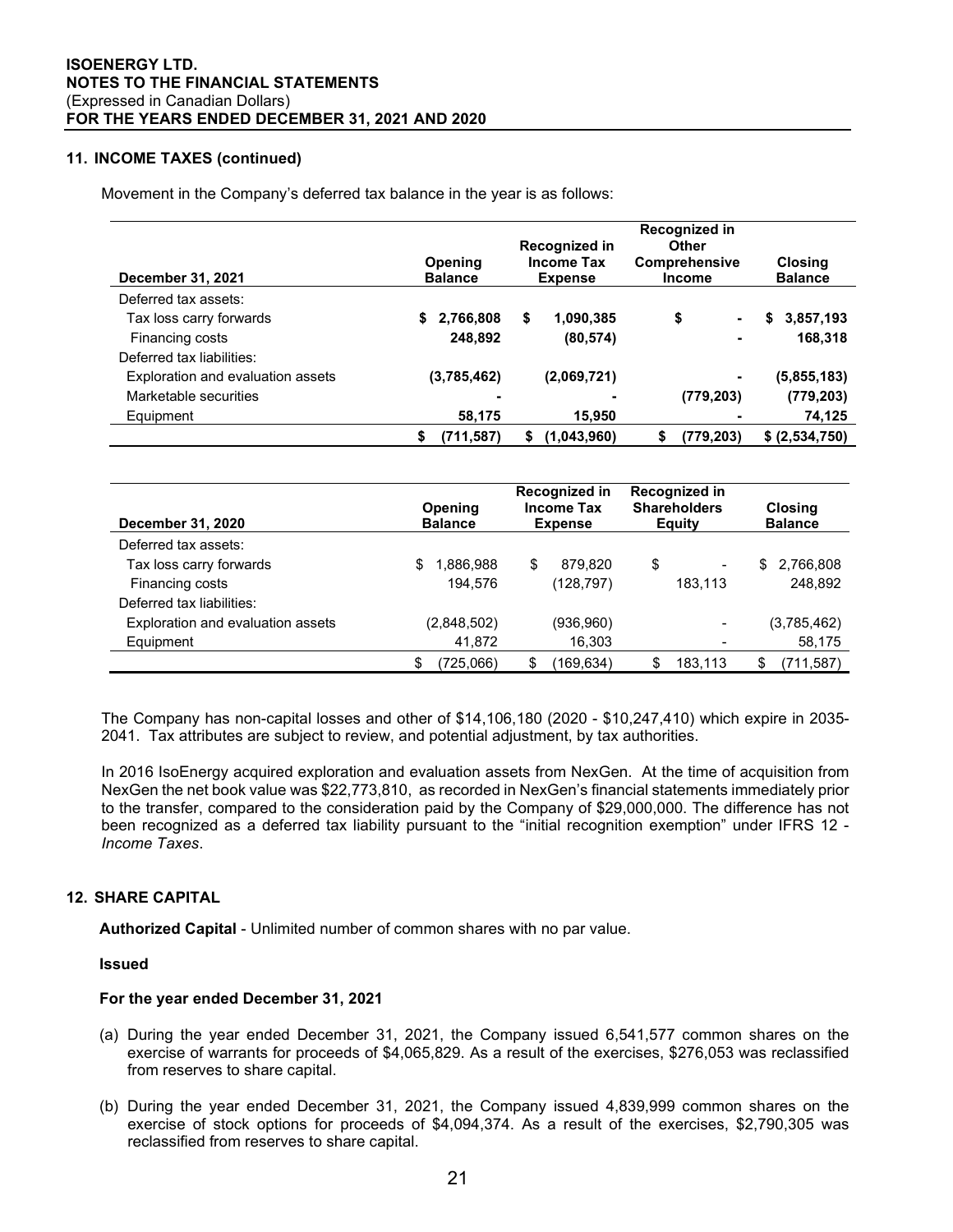## 11. INCOME TAXES (continued)

Movement in the Company's deferred tax balance in the year is as follows:

| December 31, 2021 | Opening Balance | Recognized in Income Tax Expense | Recognized in Other Comprehensive Income | Closing Balance |
|---|---|---|---|---|
| Deferred tax assets: | | | | |
| Tax loss carry forwards | $ 2,766,808 | $ 1,090,385 | $ - | $ 3,857,193 |
| Financing costs | 248,892 | (80,574) | - | 168,318 |
| Deferred tax liabilities: | | | | |
| Exploration and evaluation assets | (3,785,462) | (2,069,721) | - | (5,855,183) |
| Marketable securities | - | - | (779,203) | (779,203) |
| Equipment | 58,175 | 15,950 | - | 74,125 |
| | $ (711,587) | $ (1,043,960) | $ (779,203) | $ (2,534,750) |

| December 31, 2020 | Opening Balance | Recognized in Income Tax Expense | Recognized in Shareholders Equity | Closing Balance |
|---|---|---|---|---|
| Deferred tax assets: | | | | |
| Tax loss carry forwards | $ 1,886,988 | $ 879,820 | $ - | $ 2,766,808 |
| Financing costs | 194,576 | (128,797) | 183,113 | 248,892 |
| Deferred tax liabilities: | | | | |
| Exploration and evaluation assets | (2,848,502) | (936,960) | - | (3,785,462) |
| Equipment | 41,872 | 16,303 | - | 58,175 |
| | $ (725,066) | $ (169,634) | $ 183,113 | $ (711,587) |

The Company has non-capital losses and other of $14,106,180 (2020 - $10,247,410) which expire in 2035-2041. Tax attributes are subject to review, and potential adjustment, by tax authorities.

In 2016 IsoEnergy acquired exploration and evaluation assets from NexGen. At the time of acquisition from NexGen the net book value was $22,773,810, as recorded in NexGen's financial statements immediately prior to the transfer, compared to the consideration paid by the Company of $29,000,000. The difference has not been recognized as a deferred tax liability pursuant to the "initial recognition exemption" under IFRS 12 - *Income Taxes*.

## 12. SHARE CAPITAL

**Authorized Capital** - Unlimited number of common shares with no par value.

**Issued**

**For the year ended December 31, 2021**

(a) During the year ended December 31, 2021, the Company issued 6,541,577 common shares on the exercise of warrants for proceeds of $4,065,829. As a result of the exercises, $276,053 was reclassified from reserves to share capital.

(b) During the year ended December 31, 2021, the Company issued 4,839,999 common shares on the exercise of stock options for proceeds of $4,094,374. As a result of the exercises, $2,790,305 was reclassified from reserves to share capital.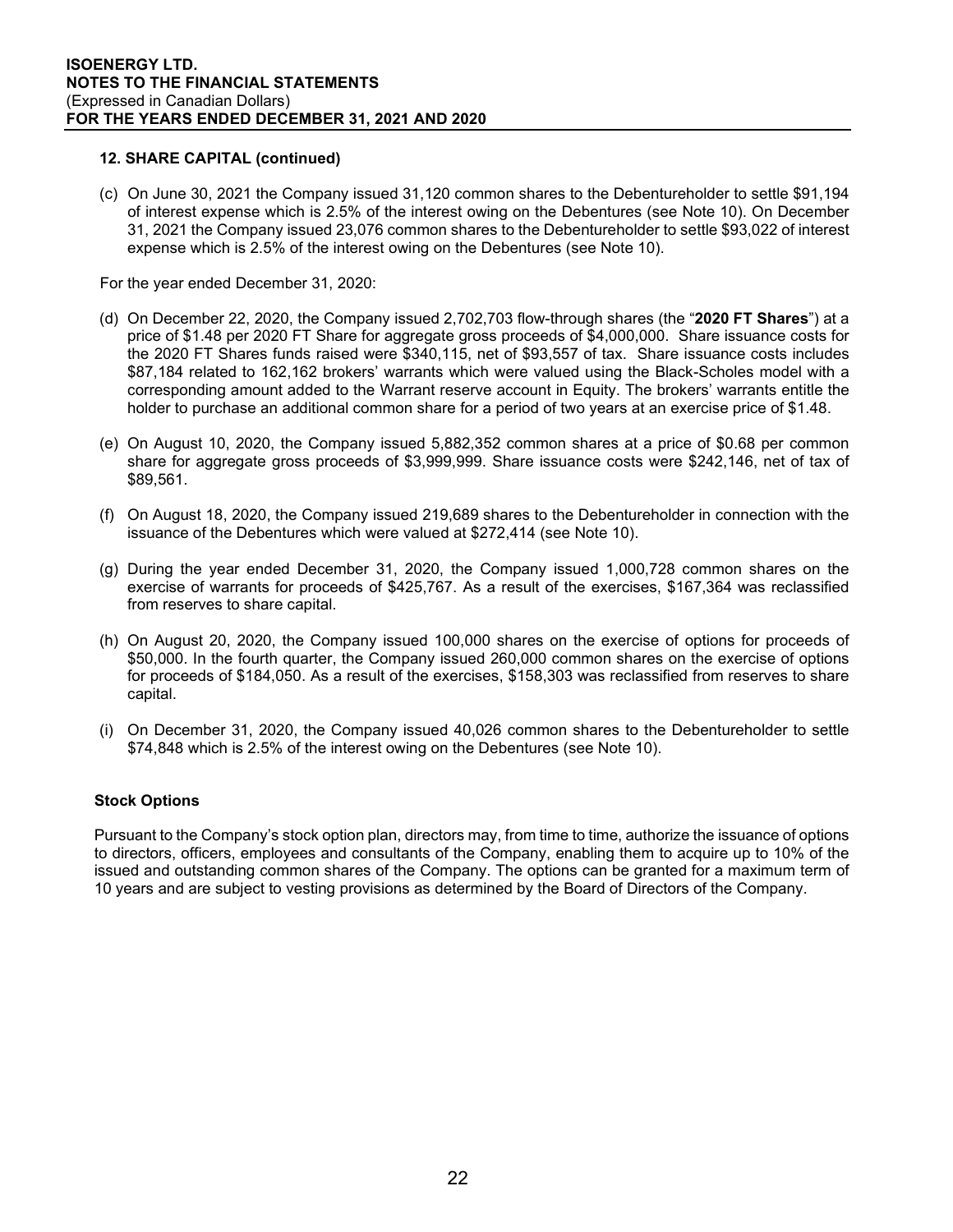**12. SHARE CAPITAL (continued)**

(c) On June 30, 2021 the Company issued 31,120 common shares to the Debentureholder to settle $91,194 of interest expense which is 2.5% of the interest owing on the Debentures (see Note 10). On December 31, 2021 the Company issued 23,076 common shares to the Debentureholder to settle $93,022 of interest expense which is 2.5% of the interest owing on the Debentures (see Note 10).

For the year ended December 31, 2020:

(d) On December 22, 2020, the Company issued 2,702,703 flow-through shares (the "**2020 FT Shares**") at a price of $1.48 per 2020 FT Share for aggregate gross proceeds of $4,000,000. Share issuance costs for the 2020 FT Shares funds raised were $340,115, net of $93,557 of tax. Share issuance costs includes $87,184 related to 162,162 brokers' warrants which were valued using the Black-Scholes model with a corresponding amount added to the Warrant reserve account in Equity. The brokers' warrants entitle the holder to purchase an additional common share for a period of two years at an exercise price of $1.48.

(e) On August 10, 2020, the Company issued 5,882,352 common shares at a price of $0.68 per common share for aggregate gross proceeds of $3,999,999. Share issuance costs were $242,146, net of tax of $89,561.

(f) On August 18, 2020, the Company issued 219,689 shares to the Debentureholder in connection with the issuance of the Debentures which were valued at $272,414 (see Note 10).

(g) During the year ended December 31, 2020, the Company issued 1,000,728 common shares on the exercise of warrants for proceeds of $425,767. As a result of the exercises, $167,364 was reclassified from reserves to share capital.

(h) On August 20, 2020, the Company issued 100,000 shares on the exercise of options for proceeds of $50,000. In the fourth quarter, the Company issued 260,000 common shares on the exercise of options for proceeds of $184,050. As a result of the exercises, $158,303 was reclassified from reserves to share capital.

(i) On December 31, 2020, the Company issued 40,026 common shares to the Debentureholder to settle $74,848 which is 2.5% of the interest owing on the Debentures (see Note 10).

**Stock Options**

Pursuant to the Company's stock option plan, directors may, from time to time, authorize the issuance of options to directors, officers, employees and consultants of the Company, enabling them to acquire up to 10% of the issued and outstanding common shares of the Company. The options can be granted for a maximum term of 10 years and are subject to vesting provisions as determined by the Board of Directors of the Company.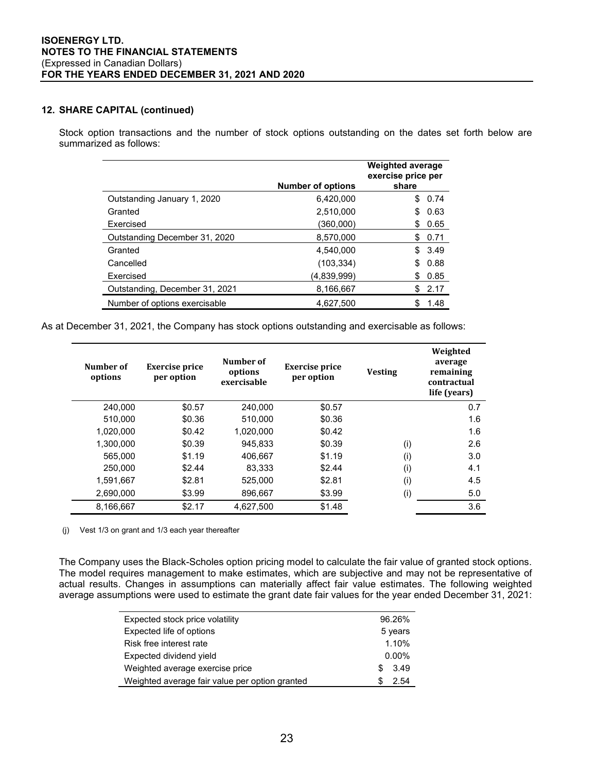## 12. SHARE CAPITAL (continued)

Stock option transactions and the number of stock options outstanding on the dates set forth below are summarized as follows:

| | Number of options | Weighted average exercise price per share |
|---|---|---|
| Outstanding January 1, 2020 | 6,420,000 | $ 0.74 |
| Granted | 2,510,000 | $ 0.63 |
| Exercised | (360,000) | $ 0.65 |
| Outstanding December 31, 2020 | 8,570,000 | $ 0.71 |
| Granted | 4,540,000 | $ 3.49 |
| Cancelled | (103,334) | $ 0.88 |
| Exercised | (4,839,999) | $ 0.85 |
| Outstanding, December 31, 2021 | 8,166,667 | $ 2.17 |
| Number of options exercisable | 4,627,500 | $ 1.48 |

As at December 31, 2021, the Company has stock options outstanding and exercisable as follows:

| Number of options | Exercise price per option | Number of options exercisable | Exercise price per option | Vesting | Weighted average remaining contractual life (years) |
|---|---|---|---|---|---|
| 240,000 | $0.57 | 240,000 | $0.57 | | 0.7 |
| 510,000 | $0.36 | 510,000 | $0.36 | | 1.6 |
| 1,020,000 | $0.42 | 1,020,000 | $0.42 | | 1.6 |
| 1,300,000 | $0.39 | 945,833 | $0.39 | (i) | 2.6 |
| 565,000 | $1.19 | 406,667 | $1.19 | (i) | 3.0 |
| 250,000 | $2.44 | 83,333 | $2.44 | (i) | 4.1 |
| 1,591,667 | $2.81 | 525,000 | $2.81 | (i) | 4.5 |
| 2,690,000 | $3.99 | 896,667 | $3.99 | (i) | 5.0 |
| 8,166,667 | $2.17 | 4,627,500 | $1.48 | | 3.6 |

(j) Vest 1/3 on grant and 1/3 each year thereafter

The Company uses the Black-Scholes option pricing model to calculate the fair value of granted stock options. The model requires management to make estimates, which are subjective and may not be representative of actual results. Changes in assumptions can materially affect fair value estimates. The following weighted average assumptions were used to estimate the grant date fair values for the year ended December 31, 2021:

| | |
|---|---|
| Expected stock price volatility | 96.26% |
| Expected life of options | 5 years |
| Risk free interest rate | 1.10% |
| Expected dividend yield | 0.00% |
| Weighted average exercise price | $ 3.49 |
| Weighted average fair value per option granted | $ 2.54 |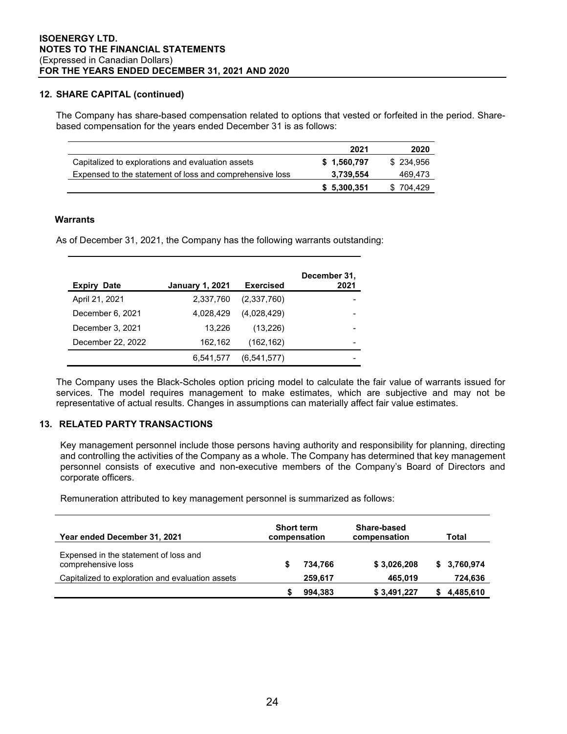## 12. SHARE CAPITAL (continued)

The Company has share-based compensation related to options that vested or forfeited in the period. Share-based compensation for the years ended December 31 is as follows:

| | 2021 | 2020 |
|---|---|---|
| Capitalized to explorations and evaluation assets | **$ 1,560,797** | $ 234,956 |
| Expensed to the statement of loss and comprehensive loss | **3,739,554** | 469,473 |
| | **$ 5,300,351** | $ 704,429 |

### Warrants

As of December 31, 2021, the Company has the following warrants outstanding:

| Expiry Date | January 1, 2021 | Exercised | December 31, 2021 |
|---|---|---|---|
| April 21, 2021 | 2,337,760 | (2,337,760) | - |
| December 6, 2021 | 4,028,429 | (4,028,429) | - |
| December 3, 2021 | 13,226 | (13,226) | - |
| December 22, 2022 | 162,162 | (162,162) | - |
| | 6,541,577 | (6,541,577) | - |

The Company uses the Black-Scholes option pricing model to calculate the fair value of warrants issued for services. The model requires management to make estimates, which are subjective and may not be representative of actual results. Changes in assumptions can materially affect fair value estimates.

## 13. RELATED PARTY TRANSACTIONS

Key management personnel include those persons having authority and responsibility for planning, directing and controlling the activities of the Company as a whole. The Company has determined that key management personnel consists of executive and non-executive members of the Company's Board of Directors and corporate officers.

Remuneration attributed to key management personnel is summarized as follows:

| Year ended December 31, 2021 | Short term compensation | Share-based compensation | Total |
|---|---|---|---|
| Expensed in the statement of loss and comprehensive loss | **$ 734,766** | **$ 3,026,208** | **$ 3,760,974** |
| Capitalized to exploration and evaluation assets | **259,617** | **465,019** | **724,636** |
| | **$ 994,383** | **$ 3,491,227** | **$ 4,485,610** |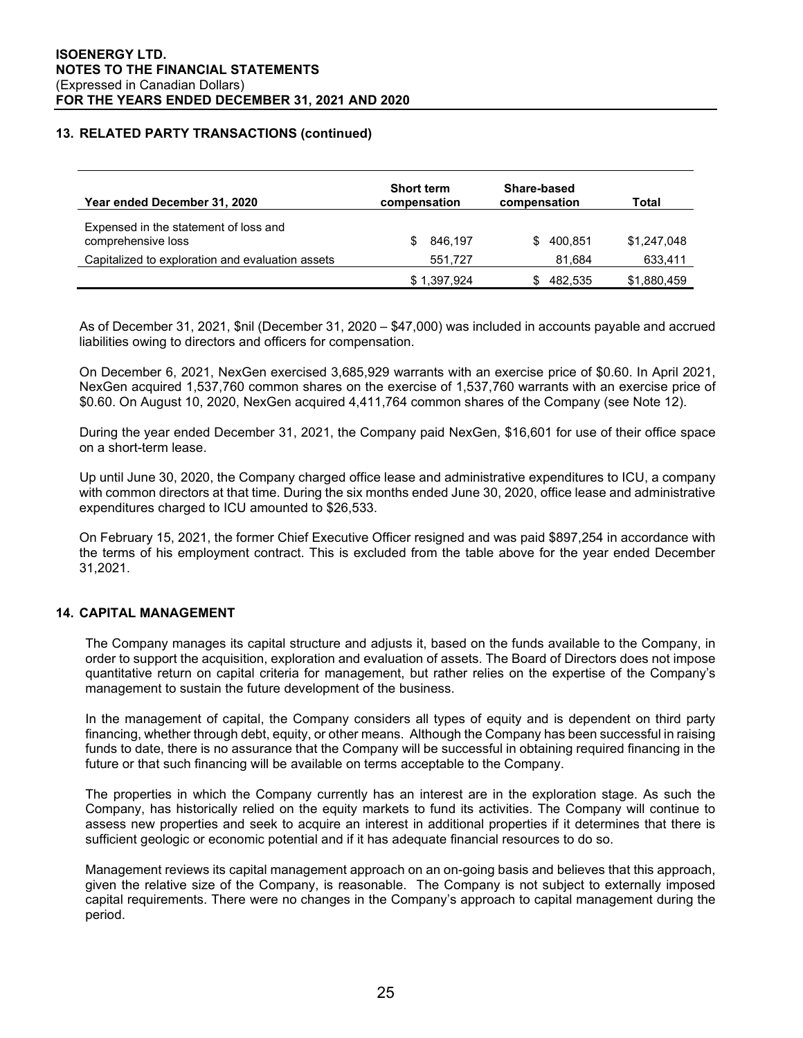## 13. RELATED PARTY TRANSACTIONS (continued)

| Year ended December 31, 2020 | Short term compensation | Share-based compensation | Total |
|---|---|---|---|
| Expensed in the statement of loss and comprehensive loss | $ 846,197 | $ 400,851 | $1,247,048 |
| Capitalized to exploration and evaluation assets | 551,727 | 81,684 | 633,411 |
| | $ 1,397,924 | $ 482,535 | $1,880,459 |

As of December 31, 2021, $nil (December 31, 2020 – $47,000) was included in accounts payable and accrued liabilities owing to directors and officers for compensation.

On December 6, 2021, NexGen exercised 3,685,929 warrants with an exercise price of $0.60. In April 2021, NexGen acquired 1,537,760 common shares on the exercise of 1,537,760 warrants with an exercise price of $0.60. On August 10, 2020, NexGen acquired 4,411,764 common shares of the Company (see Note 12).

During the year ended December 31, 2021, the Company paid NexGen, $16,601 for use of their office space on a short-term lease.

Up until June 30, 2020, the Company charged office lease and administrative expenditures to ICU, a company with common directors at that time. During the six months ended June 30, 2020, office lease and administrative expenditures charged to ICU amounted to $26,533.

On February 15, 2021, the former Chief Executive Officer resigned and was paid $897,254 in accordance with the terms of his employment contract. This is excluded from the table above for the year ended December 31,2021.

## 14. CAPITAL MANAGEMENT

The Company manages its capital structure and adjusts it, based on the funds available to the Company, in order to support the acquisition, exploration and evaluation of assets. The Board of Directors does not impose quantitative return on capital criteria for management, but rather relies on the expertise of the Company's management to sustain the future development of the business.

In the management of capital, the Company considers all types of equity and is dependent on third party financing, whether through debt, equity, or other means. Although the Company has been successful in raising funds to date, there is no assurance that the Company will be successful in obtaining required financing in the future or that such financing will be available on terms acceptable to the Company.

The properties in which the Company currently has an interest are in the exploration stage. As such the Company, has historically relied on the equity markets to fund its activities. The Company will continue to assess new properties and seek to acquire an interest in additional properties if it determines that there is sufficient geologic or economic potential and if it has adequate financial resources to do so.

Management reviews its capital management approach on an on-going basis and believes that this approach, given the relative size of the Company, is reasonable. The Company is not subject to externally imposed capital requirements. There were no changes in the Company's approach to capital management during the period.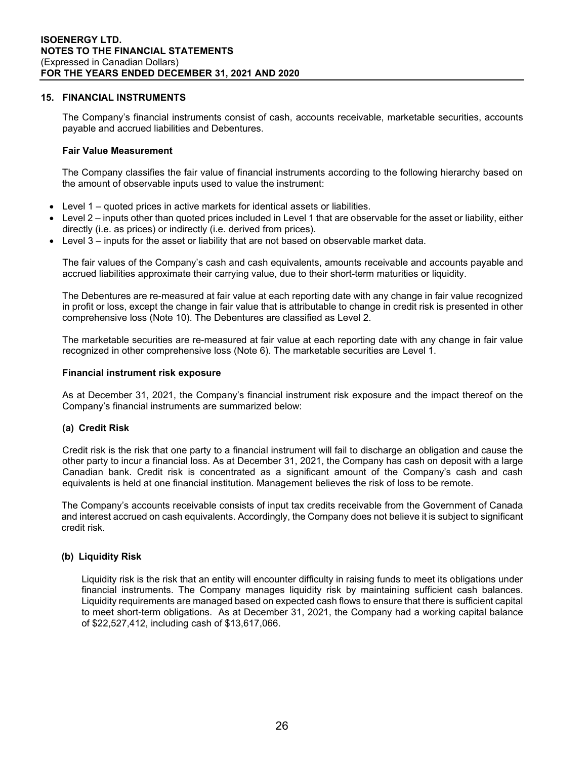## 15. FINANCIAL INSTRUMENTS

The Company's financial instruments consist of cash, accounts receivable, marketable securities, accounts payable and accrued liabilities and Debentures.

### Fair Value Measurement

The Company classifies the fair value of financial instruments according to the following hierarchy based on the amount of observable inputs used to value the instrument:

- Level 1 – quoted prices in active markets for identical assets or liabilities.
- Level 2 – inputs other than quoted prices included in Level 1 that are observable for the asset or liability, either directly (i.e. as prices) or indirectly (i.e. derived from prices).
- Level 3 – inputs for the asset or liability that are not based on observable market data.

The fair values of the Company's cash and cash equivalents, amounts receivable and accounts payable and accrued liabilities approximate their carrying value, due to their short-term maturities or liquidity.

The Debentures are re-measured at fair value at each reporting date with any change in fair value recognized in profit or loss, except the change in fair value that is attributable to change in credit risk is presented in other comprehensive loss (Note 10). The Debentures are classified as Level 2.

The marketable securities are re-measured at fair value at each reporting date with any change in fair value recognized in other comprehensive loss (Note 6). The marketable securities are Level 1.

### Financial instrument risk exposure

As at December 31, 2021, the Company's financial instrument risk exposure and the impact thereof on the Company's financial instruments are summarized below:

#### (a) Credit Risk

Credit risk is the risk that one party to a financial instrument will fail to discharge an obligation and cause the other party to incur a financial loss. As at December 31, 2021, the Company has cash on deposit with a large Canadian bank. Credit risk is concentrated as a significant amount of the Company's cash and cash equivalents is held at one financial institution. Management believes the risk of loss to be remote.

The Company's accounts receivable consists of input tax credits receivable from the Government of Canada and interest accrued on cash equivalents. Accordingly, the Company does not believe it is subject to significant credit risk.

#### (b) Liquidity Risk

Liquidity risk is the risk that an entity will encounter difficulty in raising funds to meet its obligations under financial instruments. The Company manages liquidity risk by maintaining sufficient cash balances. Liquidity requirements are managed based on expected cash flows to ensure that there is sufficient capital to meet short-term obligations. As at December 31, 2021, the Company had a working capital balance of $22,527,412, including cash of $13,617,066.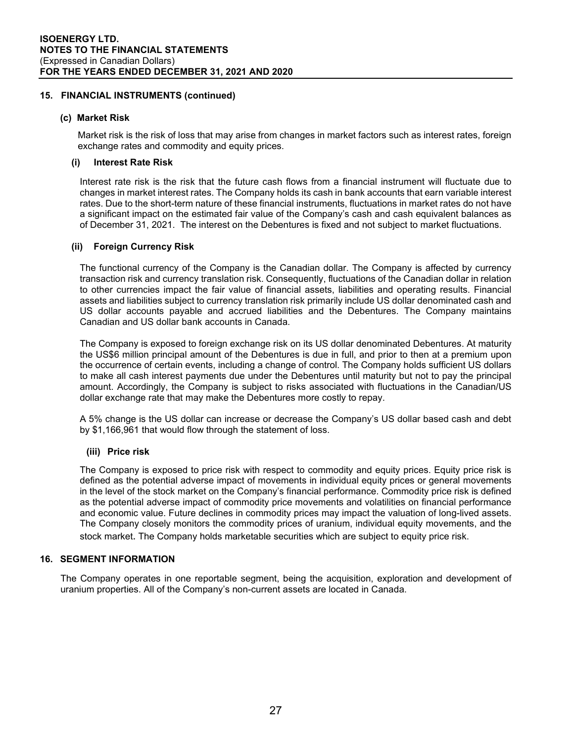## 15. FINANCIAL INSTRUMENTS (continued)

### (c) Market Risk

Market risk is the risk of loss that may arise from changes in market factors such as interest rates, foreign exchange rates and commodity and equity prices.

#### (i) Interest Rate Risk

Interest rate risk is the risk that the future cash flows from a financial instrument will fluctuate due to changes in market interest rates. The Company holds its cash in bank accounts that earn variable interest rates. Due to the short-term nature of these financial instruments, fluctuations in market rates do not have a significant impact on the estimated fair value of the Company's cash and cash equivalent balances as of December 31, 2021. The interest on the Debentures is fixed and not subject to market fluctuations.

#### (ii) Foreign Currency Risk

The functional currency of the Company is the Canadian dollar. The Company is affected by currency transaction risk and currency translation risk. Consequently, fluctuations of the Canadian dollar in relation to other currencies impact the fair value of financial assets, liabilities and operating results. Financial assets and liabilities subject to currency translation risk primarily include US dollar denominated cash and US dollar accounts payable and accrued liabilities and the Debentures. The Company maintains Canadian and US dollar bank accounts in Canada.

The Company is exposed to foreign exchange risk on its US dollar denominated Debentures. At maturity the US$6 million principal amount of the Debentures is due in full, and prior to then at a premium upon the occurrence of certain events, including a change of control. The Company holds sufficient US dollars to make all cash interest payments due under the Debentures until maturity but not to pay the principal amount. Accordingly, the Company is subject to risks associated with fluctuations in the Canadian/US dollar exchange rate that may make the Debentures more costly to repay.

A 5% change is the US dollar can increase or decrease the Company's US dollar based cash and debt by $1,166,961 that would flow through the statement of loss.

#### (iii) Price risk

The Company is exposed to price risk with respect to commodity and equity prices. Equity price risk is defined as the potential adverse impact of movements in individual equity prices or general movements in the level of the stock market on the Company's financial performance. Commodity price risk is defined as the potential adverse impact of commodity price movements and volatilities on financial performance and economic value. Future declines in commodity prices may impact the valuation of long-lived assets. The Company closely monitors the commodity prices of uranium, individual equity movements, and the stock market. The Company holds marketable securities which are subject to equity price risk.

## 16. SEGMENT INFORMATION

The Company operates in one reportable segment, being the acquisition, exploration and development of uranium properties. All of the Company's non-current assets are located in Canada.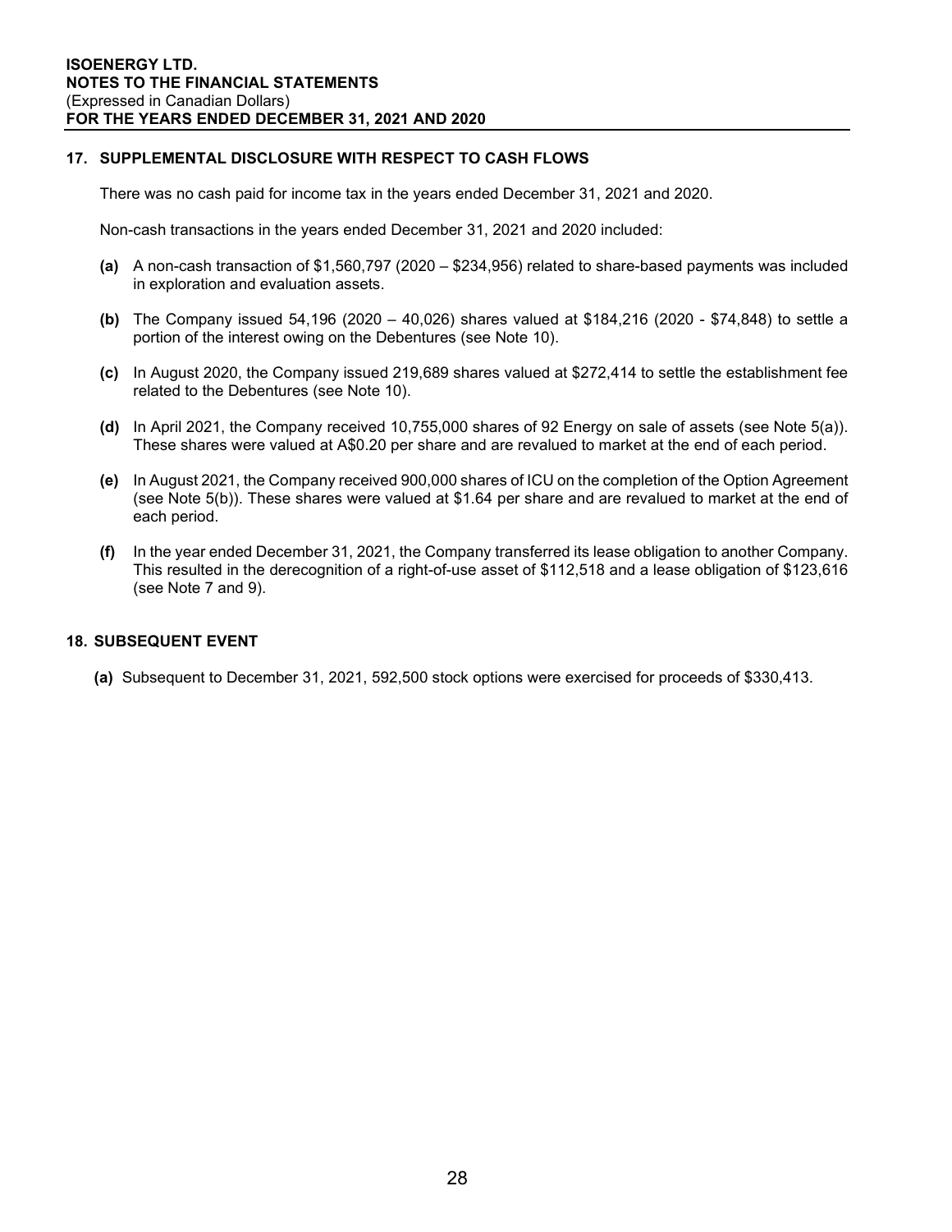## 17. SUPPLEMENTAL DISCLOSURE WITH RESPECT TO CASH FLOWS

There was no cash paid for income tax in the years ended December 31, 2021 and 2020.

Non-cash transactions in the years ended December 31, 2021 and 2020 included:

**(a)** A non-cash transaction of $1,560,797 (2020 – $234,956) related to share-based payments was included in exploration and evaluation assets.

**(b)** The Company issued 54,196 (2020 – 40,026) shares valued at $184,216 (2020 - $74,848) to settle a portion of the interest owing on the Debentures (see Note 10).

**(c)** In August 2020, the Company issued 219,689 shares valued at $272,414 to settle the establishment fee related to the Debentures (see Note 10).

**(d)** In April 2021, the Company received 10,755,000 shares of 92 Energy on sale of assets (see Note 5(a)). These shares were valued at A$0.20 per share and are revalued to market at the end of each period.

**(e)** In August 2021, the Company received 900,000 shares of ICU on the completion of the Option Agreement (see Note 5(b)). These shares were valued at $1.64 per share and are revalued to market at the end of each period.

**(f)** In the year ended December 31, 2021, the Company transferred its lease obligation to another Company. This resulted in the derecognition of a right-of-use asset of $112,518 and a lease obligation of $123,616 (see Note 7 and 9).

## 18. SUBSEQUENT EVENT

**(a)** Subsequent to December 31, 2021, 592,500 stock options were exercised for proceeds of $330,413.